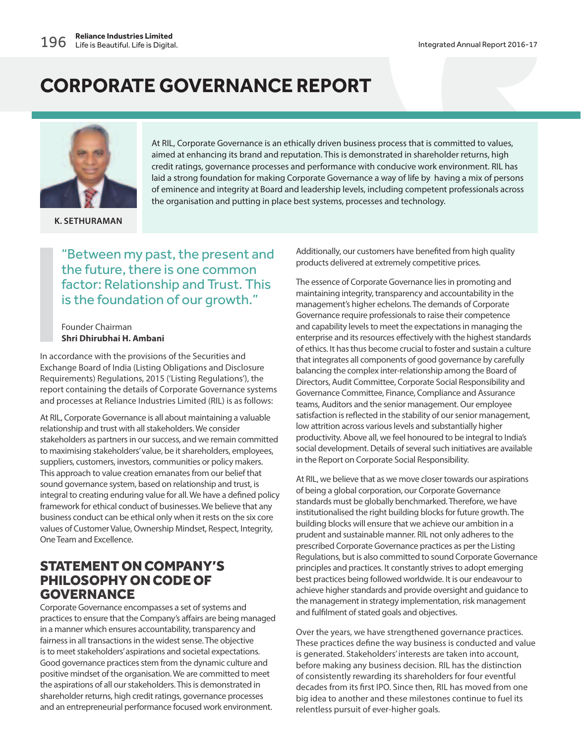# CORPORATE GOVERNANCE REPORT

K. SETHURAMAN

At RIL, Corporate Governance is an ethically driven business process that is committed to values, aimed at enhancing its brand and reputation. This is demonstrated in shareholder returns, high credit ratings, governance processes and performance with conducive work environment. RIL has laid a strong foundation for making Corporate Governance a way of life by having a mix of persons of eminence and integrity at Board and leadership levels, including competent professionals across the organisation and putting in place best systems, processes and technology.

> "Between my past, the present and the future, there is one common factor: Relationship and Trust. This is the foundation of our growth."
>
> Founder Chairman
> **Shri Dhirubhai H. Ambani**

In accordance with the provisions of the Securities and Exchange Board of India (Listing Obligations and Disclosure Requirements) Regulations, 2015 ('Listing Regulations'), the report containing the details of Corporate Governance systems and processes at Reliance Industries Limited (RIL) is as follows:

At RIL, Corporate Governance is all about maintaining a valuable relationship and trust with all stakeholders. We consider stakeholders as partners in our success, and we remain committed to maximising stakeholders' value, be it shareholders, employees, suppliers, customers, investors, communities or policy makers. This approach to value creation emanates from our belief that sound governance system, based on relationship and trust, is integral to creating enduring value for all. We have a defined policy framework for ethical conduct of businesses. We believe that any business conduct can be ethical only when it rests on the six core values of Customer Value, Ownership Mindset, Respect, Integrity, One Team and Excellence.

## STATEMENT ON COMPANY'S PHILOSOPHY ON CODE OF GOVERNANCE

Corporate Governance encompasses a set of systems and practices to ensure that the Company's affairs are being managed in a manner which ensures accountability, transparency and fairness in all transactions in the widest sense. The objective is to meet stakeholders' aspirations and societal expectations. Good governance practices stem from the dynamic culture and positive mindset of the organisation. We are committed to meet the aspirations of all our stakeholders. This is demonstrated in shareholder returns, high credit ratings, governance processes and an entrepreneurial performance focused work environment. Additionally, our customers have benefited from high quality products delivered at extremely competitive prices.

The essence of Corporate Governance lies in promoting and maintaining integrity, transparency and accountability in the management's higher echelons. The demands of Corporate Governance require professionals to raise their competence and capability levels to meet the expectations in managing the enterprise and its resources effectively with the highest standards of ethics. It has thus become crucial to foster and sustain a culture that integrates all components of good governance by carefully balancing the complex inter-relationship among the Board of Directors, Audit Committee, Corporate Social Responsibility and Governance Committee, Finance, Compliance and Assurance teams, Auditors and the senior management. Our employee satisfaction is reflected in the stability of our senior management, low attrition across various levels and substantially higher productivity. Above all, we feel honoured to be integral to India's social development. Details of several such initiatives are available in the Report on Corporate Social Responsibility.

At RIL, we believe that as we move closer towards our aspirations of being a global corporation, our Corporate Governance standards must be globally benchmarked. Therefore, we have institutionalised the right building blocks for future growth. The building blocks will ensure that we achieve our ambition in a prudent and sustainable manner. RIL not only adheres to the prescribed Corporate Governance practices as per the Listing Regulations, but is also committed to sound Corporate Governance principles and practices. It constantly strives to adopt emerging best practices being followed worldwide. It is our endeavour to achieve higher standards and provide oversight and guidance to the management in strategy implementation, risk management and fulfilment of stated goals and objectives.

Over the years, we have strengthened governance practices. These practices define the way business is conducted and value is generated. Stakeholders' interests are taken into account, before making any business decision. RIL has the distinction of consistently rewarding its shareholders for four eventful decades from its first IPO. Since then, RIL has moved from one big idea to another and these milestones continue to fuel its relentless pursuit of ever-higher goals.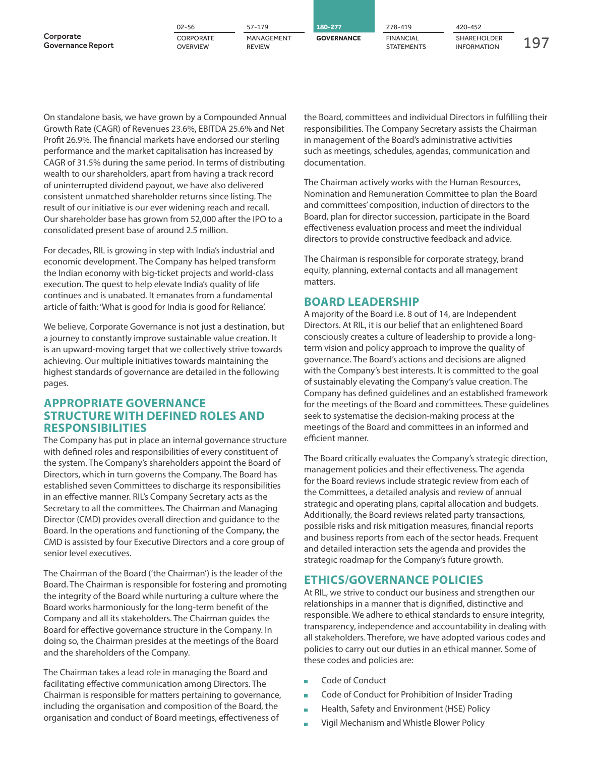On standalone basis, we have grown by a Compounded Annual Growth Rate (CAGR) of Revenues 23.6%, EBITDA 25.6% and Net Profit 26.9%. The financial markets have endorsed our sterling performance and the market capitalisation has increased by CAGR of 31.5% during the same period. In terms of distributing wealth to our shareholders, apart from having a track record of uninterrupted dividend payout, we have also delivered consistent unmatched shareholder returns since listing. The result of our initiative is our ever widening reach and recall. Our shareholder base has grown from 52,000 after the IPO to a consolidated present base of around 2.5 million.

For decades, RIL is growing in step with India's industrial and economic development. The Company has helped transform the Indian economy with big-ticket projects and world-class execution. The quest to help elevate India's quality of life continues and is unabated. It emanates from a fundamental article of faith: 'What is good for India is good for Reliance'.

We believe, Corporate Governance is not just a destination, but a journey to constantly improve sustainable value creation. It is an upward-moving target that we collectively strive towards achieving. Our multiple initiatives towards maintaining the highest standards of governance are detailed in the following pages.

## APPROPRIATE GOVERNANCE STRUCTURE WITH DEFINED ROLES AND RESPONSIBILITIES

The Company has put in place an internal governance structure with defined roles and responsibilities of every constituent of the system. The Company's shareholders appoint the Board of Directors, which in turn governs the Company. The Board has established seven Committees to discharge its responsibilities in an effective manner. RIL's Company Secretary acts as the Secretary to all the committees. The Chairman and Managing Director (CMD) provides overall direction and guidance to the Board. In the operations and functioning of the Company, the CMD is assisted by four Executive Directors and a core group of senior level executives.

The Chairman of the Board ('the Chairman') is the leader of the Board. The Chairman is responsible for fostering and promoting the integrity of the Board while nurturing a culture where the Board works harmoniously for the long-term benefit of the Company and all its stakeholders. The Chairman guides the Board for effective governance structure in the Company. In doing so, the Chairman presides at the meetings of the Board and the shareholders of the Company.

The Chairman takes a lead role in managing the Board and facilitating effective communication among Directors. The Chairman is responsible for matters pertaining to governance, including the organisation and composition of the Board, the organisation and conduct of Board meetings, effectiveness of the Board, committees and individual Directors in fulfilling their responsibilities. The Company Secretary assists the Chairman in management of the Board's administrative activities such as meetings, schedules, agendas, communication and documentation.

The Chairman actively works with the Human Resources, Nomination and Remuneration Committee to plan the Board and committees' composition, induction of directors to the Board, plan for director succession, participate in the Board effectiveness evaluation process and meet the individual directors to provide constructive feedback and advice.

The Chairman is responsible for corporate strategy, brand equity, planning, external contacts and all management matters.

## BOARD LEADERSHIP

A majority of the Board i.e. 8 out of 14, are Independent Directors. At RIL, it is our belief that an enlightened Board consciously creates a culture of leadership to provide a long-term vision and policy approach to improve the quality of governance. The Board's actions and decisions are aligned with the Company's best interests. It is committed to the goal of sustainably elevating the Company's value creation. The Company has defined guidelines and an established framework for the meetings of the Board and committees. These guidelines seek to systematise the decision-making process at the meetings of the Board and committees in an informed and efficient manner.

The Board critically evaluates the Company's strategic direction, management policies and their effectiveness. The agenda for the Board reviews include strategic review from each of the Committees, a detailed analysis and review of annual strategic and operating plans, capital allocation and budgets. Additionally, the Board reviews related party transactions, possible risks and risk mitigation measures, financial reports and business reports from each of the sector heads. Frequent and detailed interaction sets the agenda and provides the strategic roadmap for the Company's future growth.

## ETHICS/GOVERNANCE POLICIES

At RIL, we strive to conduct our business and strengthen our relationships in a manner that is dignified, distinctive and responsible. We adhere to ethical standards to ensure integrity, transparency, independence and accountability in dealing with all stakeholders. Therefore, we have adopted various codes and policies to carry out our duties in an ethical manner. Some of these codes and policies are:

- Code of Conduct
- Code of Conduct for Prohibition of Insider Trading
- Health, Safety and Environment (HSE) Policy
- Vigil Mechanism and Whistle Blower Policy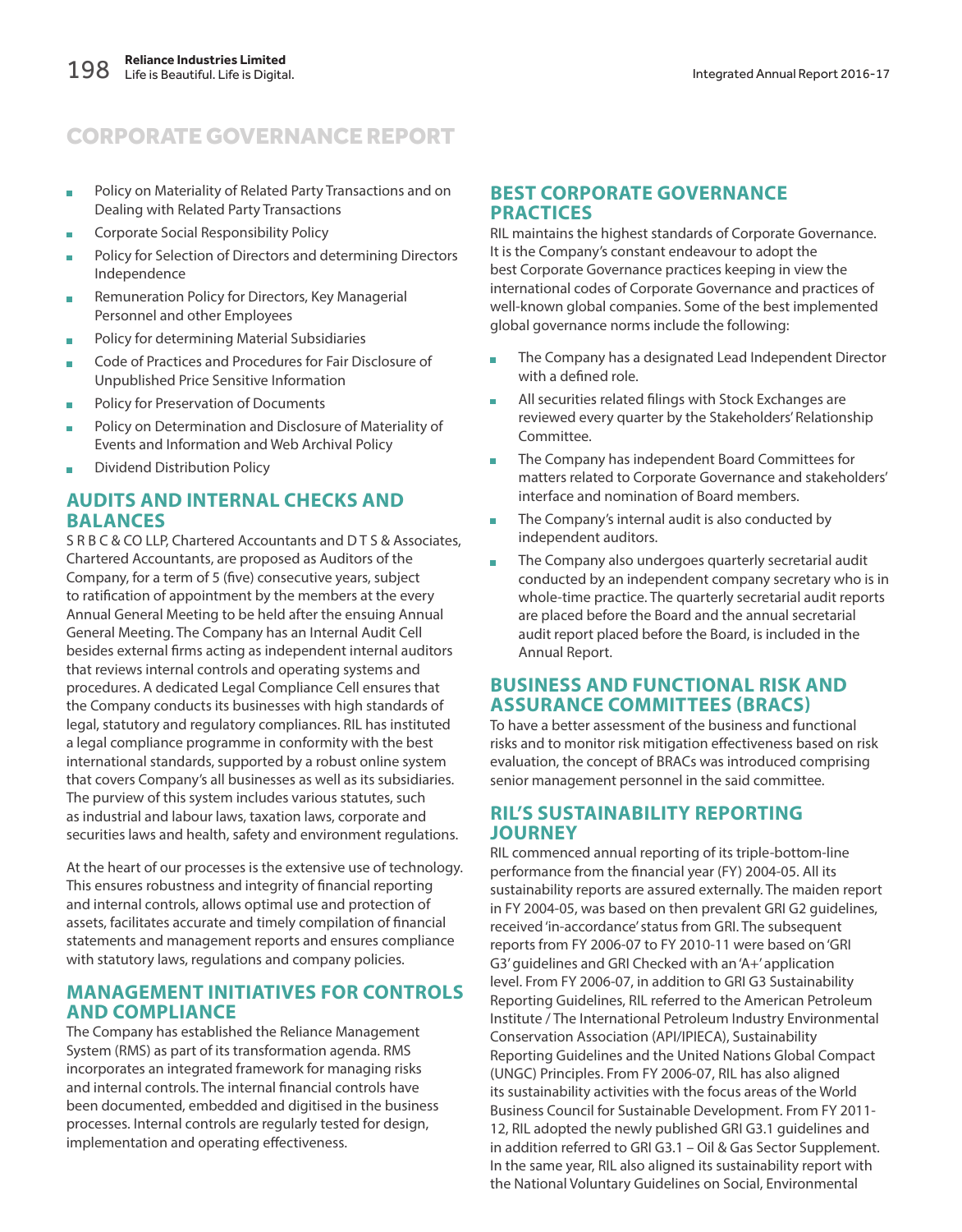# CORPORATE GOVERNANCE REPORT

- Policy on Materiality of Related Party Transactions and on Dealing with Related Party Transactions
- Corporate Social Responsibility Policy
- Policy for Selection of Directors and determining Directors Independence
- Remuneration Policy for Directors, Key Managerial Personnel and other Employees
- Policy for determining Material Subsidiaries
- Code of Practices and Procedures for Fair Disclosure of Unpublished Price Sensitive Information
- Policy for Preservation of Documents
- Policy on Determination and Disclosure of Materiality of Events and Information and Web Archival Policy
- Dividend Distribution Policy

## AUDITS AND INTERNAL CHECKS AND BALANCES

S R B C & CO LLP, Chartered Accountants and D T S & Associates, Chartered Accountants, are proposed as Auditors of the Company, for a term of 5 (five) consecutive years, subject to ratification of appointment by the members at the every Annual General Meeting to be held after the ensuing Annual General Meeting. The Company has an Internal Audit Cell besides external firms acting as independent internal auditors that reviews internal controls and operating systems and procedures. A dedicated Legal Compliance Cell ensures that the Company conducts its businesses with high standards of legal, statutory and regulatory compliances. RIL has instituted a legal compliance programme in conformity with the best international standards, supported by a robust online system that covers Company's all businesses as well as its subsidiaries. The purview of this system includes various statutes, such as industrial and labour laws, taxation laws, corporate and securities laws and health, safety and environment regulations.

At the heart of our processes is the extensive use of technology. This ensures robustness and integrity of financial reporting and internal controls, allows optimal use and protection of assets, facilitates accurate and timely compilation of financial statements and management reports and ensures compliance with statutory laws, regulations and company policies.

## MANAGEMENT INITIATIVES FOR CONTROLS AND COMPLIANCE

The Company has established the Reliance Management System (RMS) as part of its transformation agenda. RMS incorporates an integrated framework for managing risks and internal controls. The internal financial controls have been documented, embedded and digitised in the business processes. Internal controls are regularly tested for design, implementation and operating effectiveness.

## BEST CORPORATE GOVERNANCE PRACTICES

RIL maintains the highest standards of Corporate Governance. It is the Company's constant endeavour to adopt the best Corporate Governance practices keeping in view the international codes of Corporate Governance and practices of well-known global companies. Some of the best implemented global governance norms include the following:

- The Company has a designated Lead Independent Director with a defined role.
- All securities related filings with Stock Exchanges are reviewed every quarter by the Stakeholders' Relationship Committee.
- The Company has independent Board Committees for matters related to Corporate Governance and stakeholders' interface and nomination of Board members.
- The Company's internal audit is also conducted by independent auditors.
- The Company also undergoes quarterly secretarial audit conducted by an independent company secretary who is in whole-time practice. The quarterly secretarial audit reports are placed before the Board and the annual secretarial audit report placed before the Board, is included in the Annual Report.

## BUSINESS AND FUNCTIONAL RISK AND ASSURANCE COMMITTEES (BRACS)

To have a better assessment of the business and functional risks and to monitor risk mitigation effectiveness based on risk evaluation, the concept of BRACs was introduced comprising senior management personnel in the said committee.

## RIL'S SUSTAINABILITY REPORTING JOURNEY

RIL commenced annual reporting of its triple-bottom-line performance from the financial year (FY) 2004-05. All its sustainability reports are assured externally. The maiden report in FY 2004-05, was based on then prevalent GRI G2 guidelines, received 'in-accordance' status from GRI. The subsequent reports from FY 2006-07 to FY 2010-11 were based on 'GRI G3' guidelines and GRI Checked with an 'A+' application level. From FY 2006-07, in addition to GRI G3 Sustainability Reporting Guidelines, RIL referred to the American Petroleum Institute / The International Petroleum Industry Environmental Conservation Association (API/IPIECA), Sustainability Reporting Guidelines and the United Nations Global Compact (UNGC) Principles. From FY 2006-07, RIL has also aligned its sustainability activities with the focus areas of the World Business Council for Sustainable Development. From FY 2011-12, RIL adopted the newly published GRI G3.1 guidelines and in addition referred to GRI G3.1 – Oil & Gas Sector Supplement. In the same year, RIL also aligned its sustainability report with the National Voluntary Guidelines on Social, Environmental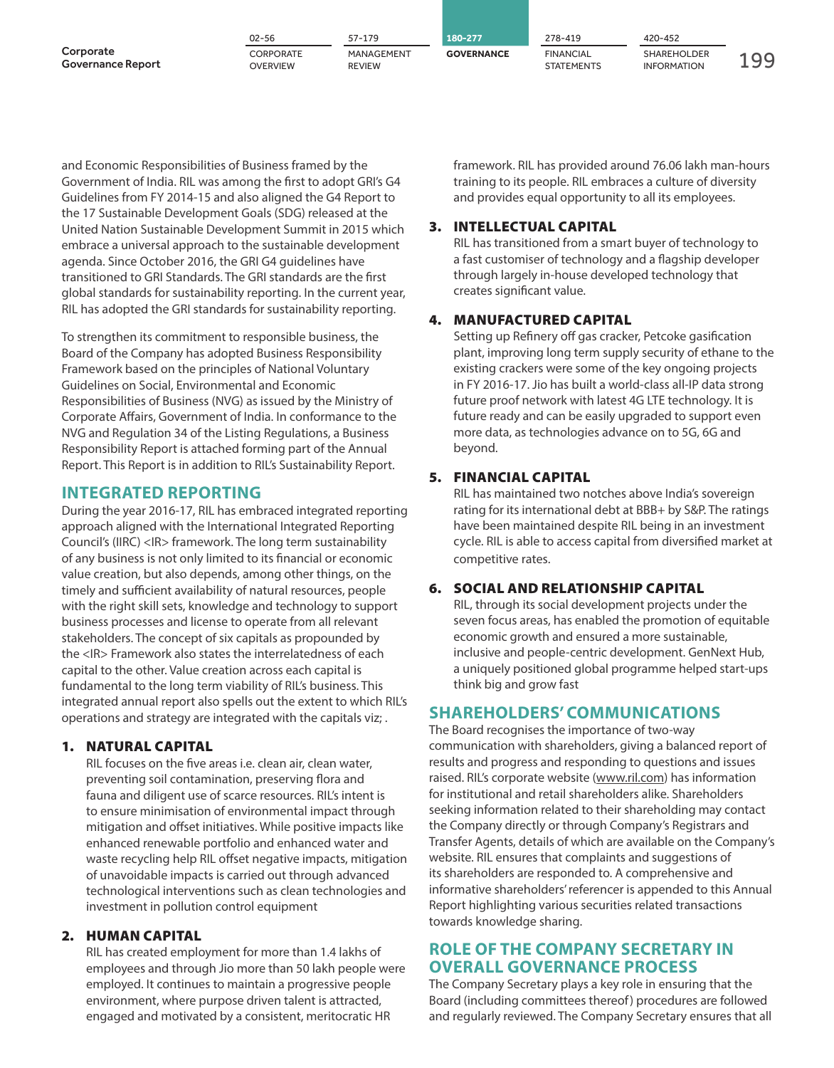and Economic Responsibilities of Business framed by the Government of India. RIL was among the first to adopt GRI's G4 Guidelines from FY 2014-15 and also aligned the G4 Report to the 17 Sustainable Development Goals (SDG) released at the United Nation Sustainable Development Summit in 2015 which embrace a universal approach to the sustainable development agenda. Since October 2016, the GRI G4 guidelines have transitioned to GRI Standards. The GRI standards are the first global standards for sustainability reporting. In the current year, RIL has adopted the GRI standards for sustainability reporting.

To strengthen its commitment to responsible business, the Board of the Company has adopted Business Responsibility Framework based on the principles of National Voluntary Guidelines on Social, Environmental and Economic Responsibilities of Business (NVG) as issued by the Ministry of Corporate Affairs, Government of India. In conformance to the NVG and Regulation 34 of the Listing Regulations, a Business Responsibility Report is attached forming part of the Annual Report. This Report is in addition to RIL's Sustainability Report.

## INTEGRATED REPORTING

During the year 2016-17, RIL has embraced integrated reporting approach aligned with the International Integrated Reporting Council's (IIRC) <IR> framework. The long term sustainability of any business is not only limited to its financial or economic value creation, but also depends, among other things, on the timely and sufficient availability of natural resources, people with the right skill sets, knowledge and technology to support business processes and license to operate from all relevant stakeholders. The concept of six capitals as propounded by the <IR> Framework also states the interrelatedness of each capital to the other. Value creation across each capital is fundamental to the long term viability of RIL's business. This integrated annual report also spells out the extent to which RIL's operations and strategy are integrated with the capitals viz; .

### 1. NATURAL CAPITAL

RIL focuses on the five areas i.e. clean air, clean water, preventing soil contamination, preserving flora and fauna and diligent use of scarce resources. RIL's intent is to ensure minimisation of environmental impact through mitigation and offset initiatives. While positive impacts like enhanced renewable portfolio and enhanced water and waste recycling help RIL offset negative impacts, mitigation of unavoidable impacts is carried out through advanced technological interventions such as clean technologies and investment in pollution control equipment

### 2. HUMAN CAPITAL

RIL has created employment for more than 1.4 lakhs of employees and through Jio more than 50 lakh people were employed. It continues to maintain a progressive people environment, where purpose driven talent is attracted, engaged and motivated by a consistent, meritocratic HR framework. RIL has provided around 76.06 lakh man-hours training to its people. RIL embraces a culture of diversity and provides equal opportunity to all its employees.

### 3. INTELLECTUAL CAPITAL

RIL has transitioned from a smart buyer of technology to a fast customiser of technology and a flagship developer through largely in-house developed technology that creates significant value.

### 4. MANUFACTURED CAPITAL

Setting up Refinery off gas cracker, Petcoke gasification plant, improving long term supply security of ethane to the existing crackers were some of the key ongoing projects in FY 2016-17. Jio has built a world-class all-IP data strong future proof network with latest 4G LTE technology. It is future ready and can be easily upgraded to support even more data, as technologies advance on to 5G, 6G and beyond.

### 5. FINANCIAL CAPITAL

RIL has maintained two notches above India's sovereign rating for its international debt at BBB+ by S&P. The ratings have been maintained despite RIL being in an investment cycle. RIL is able to access capital from diversified market at competitive rates.

### 6. SOCIAL AND RELATIONSHIP CAPITAL

RIL, through its social development projects under the seven focus areas, has enabled the promotion of equitable economic growth and ensured a more sustainable, inclusive and people-centric development. GenNext Hub, a uniquely positioned global programme helped start-ups think big and grow fast

## SHAREHOLDERS' COMMUNICATIONS

The Board recognises the importance of two-way communication with shareholders, giving a balanced report of results and progress and responding to questions and issues raised. RIL's corporate website (www.ril.com) has information for institutional and retail shareholders alike. Shareholders seeking information related to their shareholding may contact the Company directly or through Company's Registrars and Transfer Agents, details of which are available on the Company's website. RIL ensures that complaints and suggestions of its shareholders are responded to. A comprehensive and informative shareholders' referencer is appended to this Annual Report highlighting various securities related transactions towards knowledge sharing.

## ROLE OF THE COMPANY SECRETARY IN OVERALL GOVERNANCE PROCESS

The Company Secretary plays a key role in ensuring that the Board (including committees thereof) procedures are followed and regularly reviewed. The Company Secretary ensures that all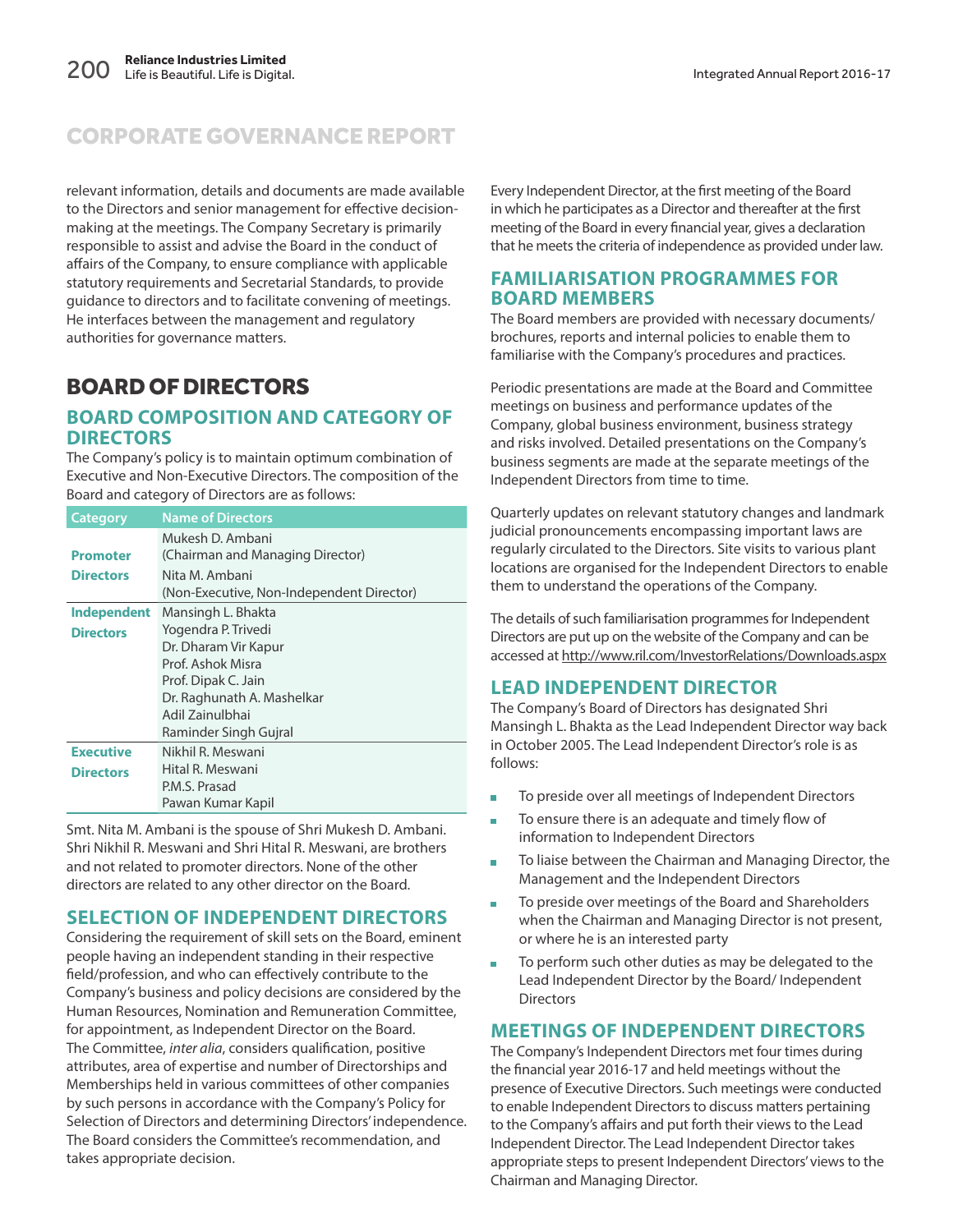# CORPORATE GOVERNANCE REPORT

relevant information, details and documents are made available to the Directors and senior management for effective decision-making at the meetings. The Company Secretary is primarily responsible to assist and advise the Board in the conduct of affairs of the Company, to ensure compliance with applicable statutory requirements and Secretarial Standards, to provide guidance to directors and to facilitate convening of meetings. He interfaces between the management and regulatory authorities for governance matters.

## BOARD OF DIRECTORS

### BOARD COMPOSITION AND CATEGORY OF DIRECTORS

The Company's policy is to maintain optimum combination of Executive and Non-Executive Directors. The composition of the Board and category of Directors are as follows:

| Category | Name of Directors |
|---|---|
| **Promoter Directors** | Mukesh D. Ambani (Chairman and Managing Director)<br>Nita M. Ambani (Non-Executive, Non-Independent Director) |
| **Independent Directors** | Mansingh L. Bhakta<br>Yogendra P. Trivedi<br>Dr. Dharam Vir Kapur<br>Prof. Ashok Misra<br>Prof. Dipak C. Jain<br>Dr. Raghunath A. Mashelkar<br>Adil Zainulbhai<br>Raminder Singh Gujral |
| **Executive Directors** | Nikhil R. Meswani<br>Hital R. Meswani<br>P.M.S. Prasad<br>Pawan Kumar Kapil |

Smt. Nita M. Ambani is the spouse of Shri Mukesh D. Ambani. Shri Nikhil R. Meswani and Shri Hital R. Meswani, are brothers and not related to promoter directors. None of the other directors are related to any other director on the Board.

### SELECTION OF INDEPENDENT DIRECTORS

Considering the requirement of skill sets on the Board, eminent people having an independent standing in their respective field/profession, and who can effectively contribute to the Company's business and policy decisions are considered by the Human Resources, Nomination and Remuneration Committee, for appointment, as Independent Director on the Board. The Committee, *inter alia*, considers qualification, positive attributes, area of expertise and number of Directorships and Memberships held in various committees of other companies by such persons in accordance with the Company's Policy for Selection of Directors and determining Directors' independence. The Board considers the Committee's recommendation, and takes appropriate decision.

Every Independent Director, at the first meeting of the Board in which he participates as a Director and thereafter at the first meeting of the Board in every financial year, gives a declaration that he meets the criteria of independence as provided under law.

### FAMILIARISATION PROGRAMMES FOR BOARD MEMBERS

The Board members are provided with necessary documents/ brochures, reports and internal policies to enable them to familiarise with the Company's procedures and practices.

Periodic presentations are made at the Board and Committee meetings on business and performance updates of the Company, global business environment, business strategy and risks involved. Detailed presentations on the Company's business segments are made at the separate meetings of the Independent Directors from time to time.

Quarterly updates on relevant statutory changes and landmark judicial pronouncements encompassing important laws are regularly circulated to the Directors. Site visits to various plant locations are organised for the Independent Directors to enable them to understand the operations of the Company.

The details of such familiarisation programmes for Independent Directors are put up on the website of the Company and can be accessed at http://www.ril.com/InvestorRelations/Downloads.aspx

### LEAD INDEPENDENT DIRECTOR

The Company's Board of Directors has designated Shri Mansingh L. Bhakta as the Lead Independent Director way back in October 2005. The Lead Independent Director's role is as follows:

- To preside over all meetings of Independent Directors
- To ensure there is an adequate and timely flow of information to Independent Directors
- To liaise between the Chairman and Managing Director, the Management and the Independent Directors
- To preside over meetings of the Board and Shareholders when the Chairman and Managing Director is not present, or where he is an interested party
- To perform such other duties as may be delegated to the Lead Independent Director by the Board/ Independent Directors

### MEETINGS OF INDEPENDENT DIRECTORS

The Company's Independent Directors met four times during the financial year 2016-17 and held meetings without the presence of Executive Directors. Such meetings were conducted to enable Independent Directors to discuss matters pertaining to the Company's affairs and put forth their views to the Lead Independent Director. The Lead Independent Director takes appropriate steps to present Independent Directors' views to the Chairman and Managing Director.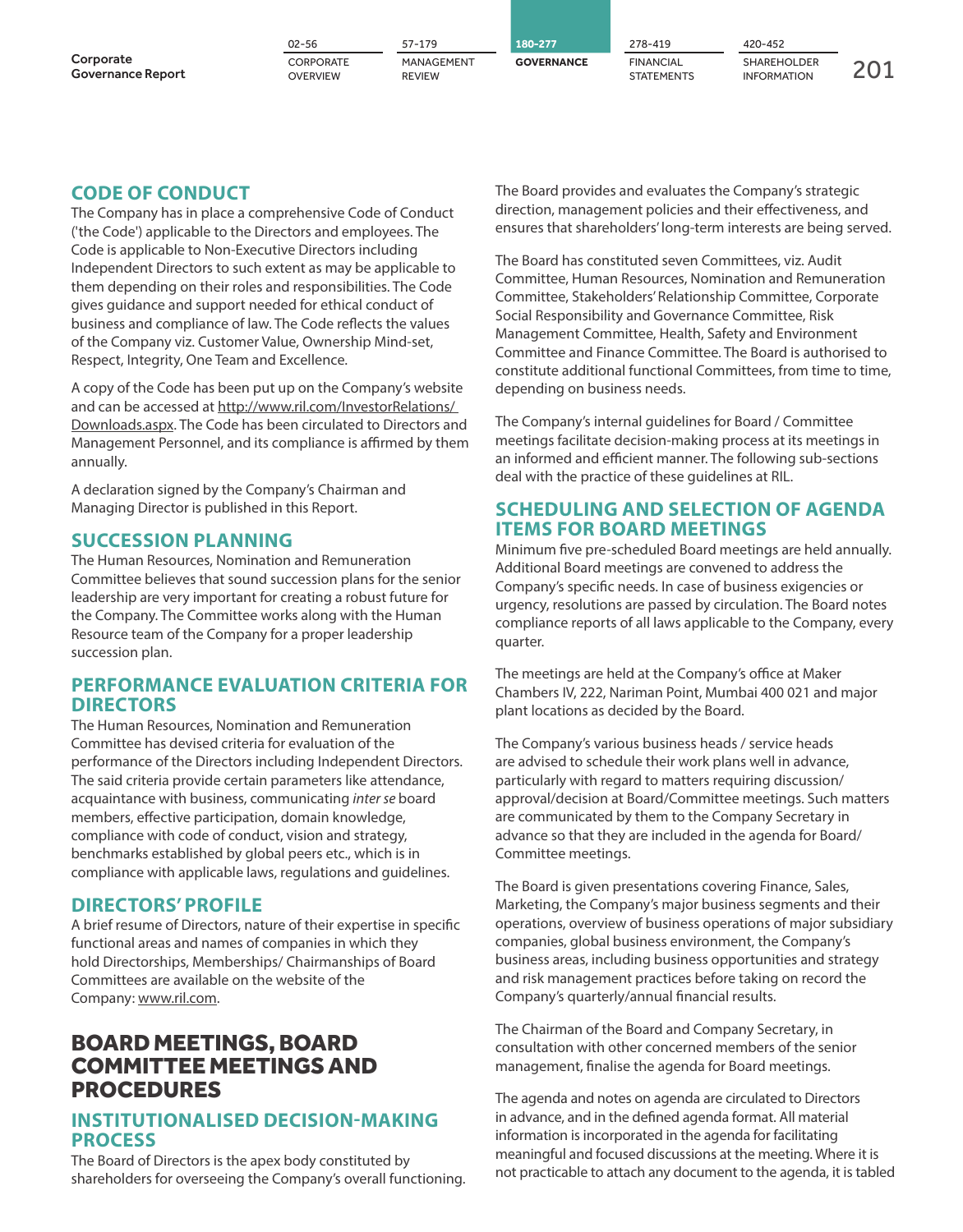## CODE OF CONDUCT

The Company has in place a comprehensive Code of Conduct ('the Code') applicable to the Directors and employees. The Code is applicable to Non-Executive Directors including Independent Directors to such extent as may be applicable to them depending on their roles and responsibilities. The Code gives guidance and support needed for ethical conduct of business and compliance of law. The Code reflects the values of the Company viz. Customer Value, Ownership Mind-set, Respect, Integrity, One Team and Excellence.

A copy of the Code has been put up on the Company's website and can be accessed at http://www.ril.com/InvestorRelations/Downloads.aspx. The Code has been circulated to Directors and Management Personnel, and its compliance is affirmed by them annually.

A declaration signed by the Company's Chairman and Managing Director is published in this Report.

## SUCCESSION PLANNING

The Human Resources, Nomination and Remuneration Committee believes that sound succession plans for the senior leadership are very important for creating a robust future for the Company. The Committee works along with the Human Resource team of the Company for a proper leadership succession plan.

## PERFORMANCE EVALUATION CRITERIA FOR DIRECTORS

The Human Resources, Nomination and Remuneration Committee has devised criteria for evaluation of the performance of the Directors including Independent Directors. The said criteria provide certain parameters like attendance, acquaintance with business, communicating *inter se* board members, effective participation, domain knowledge, compliance with code of conduct, vision and strategy, benchmarks established by global peers etc., which is in compliance with applicable laws, regulations and guidelines.

## DIRECTORS' PROFILE

A brief resume of Directors, nature of their expertise in specific functional areas and names of companies in which they hold Directorships, Memberships/ Chairmanships of Board Committees are available on the website of the Company: www.ril.com.

# BOARD MEETINGS, BOARD COMMITTEE MEETINGS AND PROCEDURES

## INSTITUTIONALISED DECISION-MAKING PROCESS

The Board of Directors is the apex body constituted by shareholders for overseeing the Company's overall functioning. The Board provides and evaluates the Company's strategic direction, management policies and their effectiveness, and ensures that shareholders' long-term interests are being served.

The Board has constituted seven Committees, viz. Audit Committee, Human Resources, Nomination and Remuneration Committee, Stakeholders' Relationship Committee, Corporate Social Responsibility and Governance Committee, Risk Management Committee, Health, Safety and Environment Committee and Finance Committee. The Board is authorised to constitute additional functional Committees, from time to time, depending on business needs.

The Company's internal guidelines for Board / Committee meetings facilitate decision-making process at its meetings in an informed and efficient manner. The following sub-sections deal with the practice of these guidelines at RIL.

## SCHEDULING AND SELECTION OF AGENDA ITEMS FOR BOARD MEETINGS

Minimum five pre-scheduled Board meetings are held annually. Additional Board meetings are convened to address the Company's specific needs. In case of business exigencies or urgency, resolutions are passed by circulation. The Board notes compliance reports of all laws applicable to the Company, every quarter.

The meetings are held at the Company's office at Maker Chambers IV, 222, Nariman Point, Mumbai 400 021 and major plant locations as decided by the Board.

The Company's various business heads / service heads are advised to schedule their work plans well in advance, particularly with regard to matters requiring discussion/ approval/decision at Board/Committee meetings. Such matters are communicated by them to the Company Secretary in advance so that they are included in the agenda for Board/ Committee meetings.

The Board is given presentations covering Finance, Sales, Marketing, the Company's major business segments and their operations, overview of business operations of major subsidiary companies, global business environment, the Company's business areas, including business opportunities and strategy and risk management practices before taking on record the Company's quarterly/annual financial results.

The Chairman of the Board and Company Secretary, in consultation with other concerned members of the senior management, finalise the agenda for Board meetings.

The agenda and notes on agenda are circulated to Directors in advance, and in the defined agenda format. All material information is incorporated in the agenda for facilitating meaningful and focused discussions at the meeting. Where it is not practicable to attach any document to the agenda, it is tabled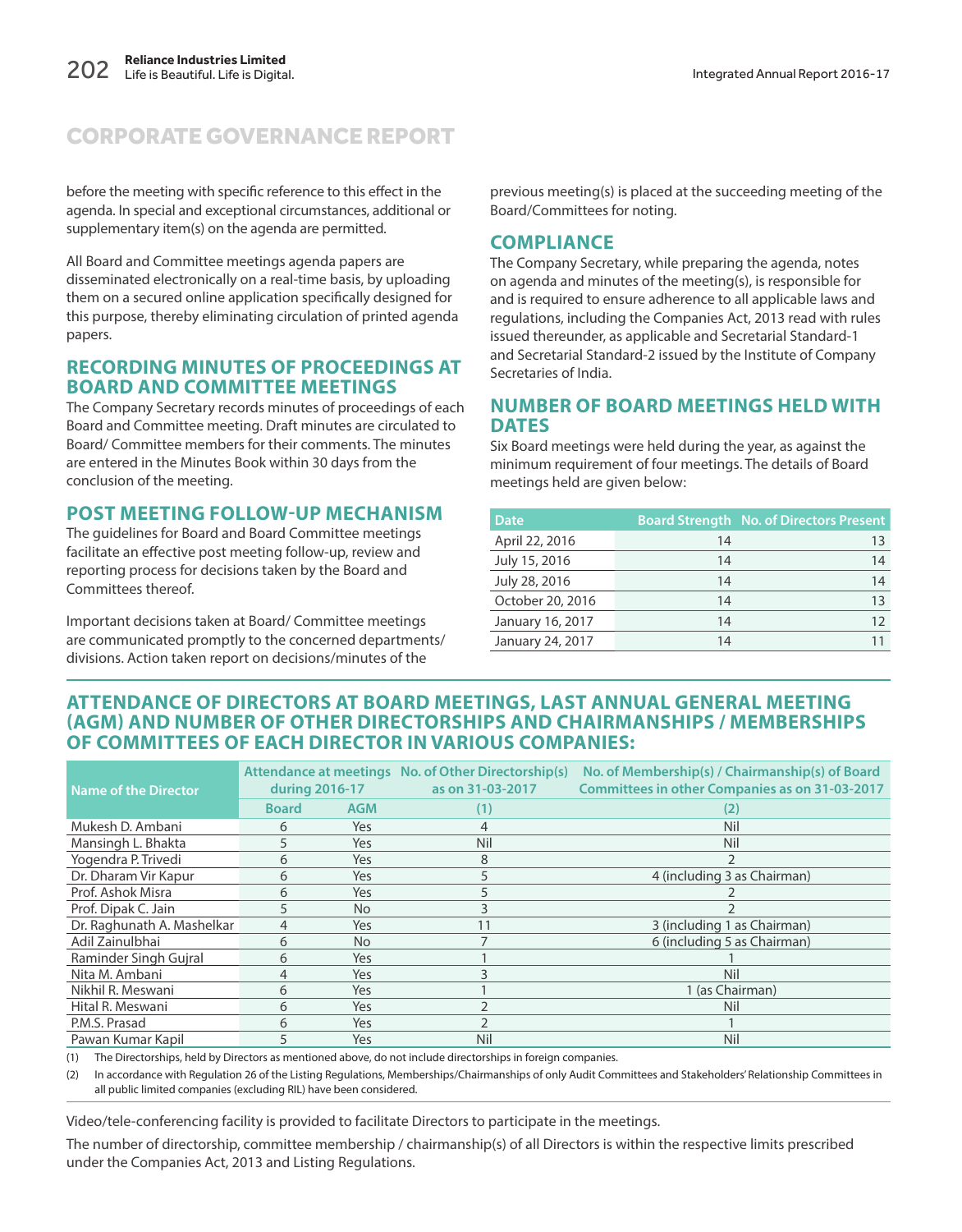# CORPORATE GOVERNANCE REPORT

before the meeting with specific reference to this effect in the agenda. In special and exceptional circumstances, additional or supplementary item(s) on the agenda are permitted.

All Board and Committee meetings agenda papers are disseminated electronically on a real-time basis, by uploading them on a secured online application specifically designed for this purpose, thereby eliminating circulation of printed agenda papers.

## RECORDING MINUTES OF PROCEEDINGS AT BOARD AND COMMITTEE MEETINGS

The Company Secretary records minutes of proceedings of each Board and Committee meeting. Draft minutes are circulated to Board/ Committee members for their comments. The minutes are entered in the Minutes Book within 30 days from the conclusion of the meeting.

## POST MEETING FOLLOW-UP MECHANISM

The guidelines for Board and Board Committee meetings facilitate an effective post meeting follow-up, review and reporting process for decisions taken by the Board and Committees thereof.

Important decisions taken at Board/ Committee meetings are communicated promptly to the concerned departments/ divisions. Action taken report on decisions/minutes of the previous meeting(s) is placed at the succeeding meeting of the Board/Committees for noting.

## COMPLIANCE

The Company Secretary, while preparing the agenda, notes on agenda and minutes of the meeting(s), is responsible for and is required to ensure adherence to all applicable laws and regulations, including the Companies Act, 2013 read with rules issued thereunder, as applicable and Secretarial Standard-1 and Secretarial Standard-2 issued by the Institute of Company Secretaries of India.

## NUMBER OF BOARD MEETINGS HELD WITH DATES

Six Board meetings were held during the year, as against the minimum requirement of four meetings. The details of Board meetings held are given below:

| Date | Board Strength | No. of Directors Present |
|---|---|---|
| April 22, 2016 | 14 | 13 |
| July 15, 2016 | 14 | 14 |
| July 28, 2016 | 14 | 14 |
| October 20, 2016 | 14 | 13 |
| January 16, 2017 | 14 | 12 |
| January 24, 2017 | 14 | 11 |

## ATTENDANCE OF DIRECTORS AT BOARD MEETINGS, LAST ANNUAL GENERAL MEETING (AGM) AND NUMBER OF OTHER DIRECTORSHIPS AND CHAIRMANSHIPS / MEMBERSHIPS OF COMMITTEES OF EACH DIRECTOR IN VARIOUS COMPANIES:

| Name of the Director | Attendance at meetings during 2016-17 | | No. of Other Directorship(s) as on 31-03-2017 | No. of Membership(s) / Chairmanship(s) of Board Committees in other Companies as on 31-03-2017 |
|---|---|---|---|---|
| | Board | AGM | (1) | (2) |
| Mukesh D. Ambani | 6 | Yes | 4 | Nil |
| Mansingh L. Bhakta | 5 | Yes | Nil | Nil |
| Yogendra P. Trivedi | 6 | Yes | 8 | 2 |
| Dr. Dharam Vir Kapur | 6 | Yes | 5 | 4 (including 3 as Chairman) |
| Prof. Ashok Misra | 6 | Yes | 5 | 2 |
| Prof. Dipak C. Jain | 5 | No | 3 | 2 |
| Dr. Raghunath A. Mashelkar | 4 | Yes | 11 | 3 (including 1 as Chairman) |
| Adil Zainulbhai | 6 | No | 7 | 6 (including 5 as Chairman) |
| Raminder Singh Gujral | 6 | Yes | 1 | 1 |
| Nita M. Ambani | 4 | Yes | 3 | Nil |
| Nikhil R. Meswani | 6 | Yes | 1 | 1 (as Chairman) |
| Hital R. Meswani | 6 | Yes | 2 | Nil |
| P.M.S. Prasad | 6 | Yes | 2 | 1 |
| Pawan Kumar Kapil | 5 | Yes | Nil | Nil |

(1) The Directorships, held by Directors as mentioned above, do not include directorships in foreign companies.

(2) In accordance with Regulation 26 of the Listing Regulations, Memberships/Chairmanships of only Audit Committees and Stakeholders' Relationship Committees in all public limited companies (excluding RIL) have been considered.

Video/tele-conferencing facility is provided to facilitate Directors to participate in the meetings.

The number of directorship, committee membership / chairmanship(s) of all Directors is within the respective limits prescribed under the Companies Act, 2013 and Listing Regulations.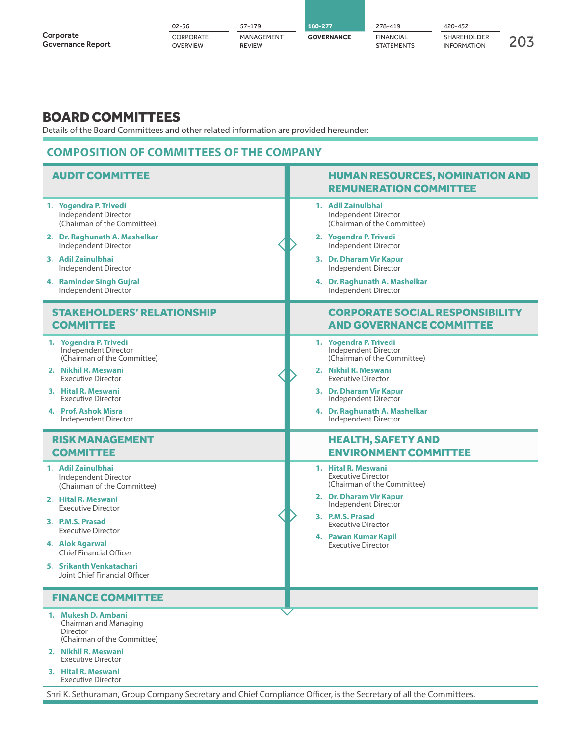## BOARD COMMITTEES

Details of the Board Committees and other related information are provided hereunder:

### COMPOSITION OF COMMITTEES OF THE COMPANY

#### AUDIT COMMITTEE

1. **Yogendra P. Trivedi**
   Independent Director
   (Chairman of the Committee)
2. **Dr. Raghunath A. Mashelkar**
   Independent Director
3. **Adil Zainulbhai**
   Independent Director
4. **Raminder Singh Gujral**
   Independent Director

#### HUMAN RESOURCES, NOMINATION AND REMUNERATION COMMITTEE

1. **Adil Zainulbhai**
   Independent Director
   (Chairman of the Committee)
2. **Yogendra P. Trivedi**
   Independent Director
3. **Dr. Dharam Vir Kapur**
   Independent Director
4. **Dr. Raghunath A. Mashelkar**
   Independent Director

#### STAKEHOLDERS' RELATIONSHIP COMMITTEE

1. **Yogendra P. Trivedi**
   Independent Director
   (Chairman of the Committee)
2. **Nikhil R. Meswani**
   Executive Director
3. **Hital R. Meswani**
   Executive Director
4. **Prof. Ashok Misra**
   Independent Director

#### CORPORATE SOCIAL RESPONSIBILITY AND GOVERNANCE COMMITTEE

1. **Yogendra P. Trivedi**
   Independent Director
   (Chairman of the Committee)
2. **Nikhil R. Meswani**
   Executive Director
3. **Dr. Dharam Vir Kapur**
   Independent Director
4. **Dr. Raghunath A. Mashelkar**
   Independent Director

#### RISK MANAGEMENT COMMITTEE

1. **Adil Zainulbhai**
   Independent Director
   (Chairman of the Committee)
2. **Hital R. Meswani**
   Executive Director
3. **P.M.S. Prasad**
   Executive Director
4. **Alok Agarwal**
   Chief Financial Officer
5. **Srikanth Venkatachari**
   Joint Chief Financial Officer

#### HEALTH, SAFETY AND ENVIRONMENT COMMITTEE

1. **Hital R. Meswani**
   Executive Director
   (Chairman of the Committee)
2. **Dr. Dharam Vir Kapur**
   Independent Director
3. **P.M.S. Prasad**
   Executive Director
4. **Pawan Kumar Kapil**
   Executive Director

#### FINANCE COMMITTEE

1. **Mukesh D. Ambani**
   Chairman and Managing Director
   (Chairman of the Committee)
2. **Nikhil R. Meswani**
   Executive Director
3. **Hital R. Meswani**
   Executive Director

Shri K. Sethuraman, Group Company Secretary and Chief Compliance Officer, is the Secretary of all the Committees.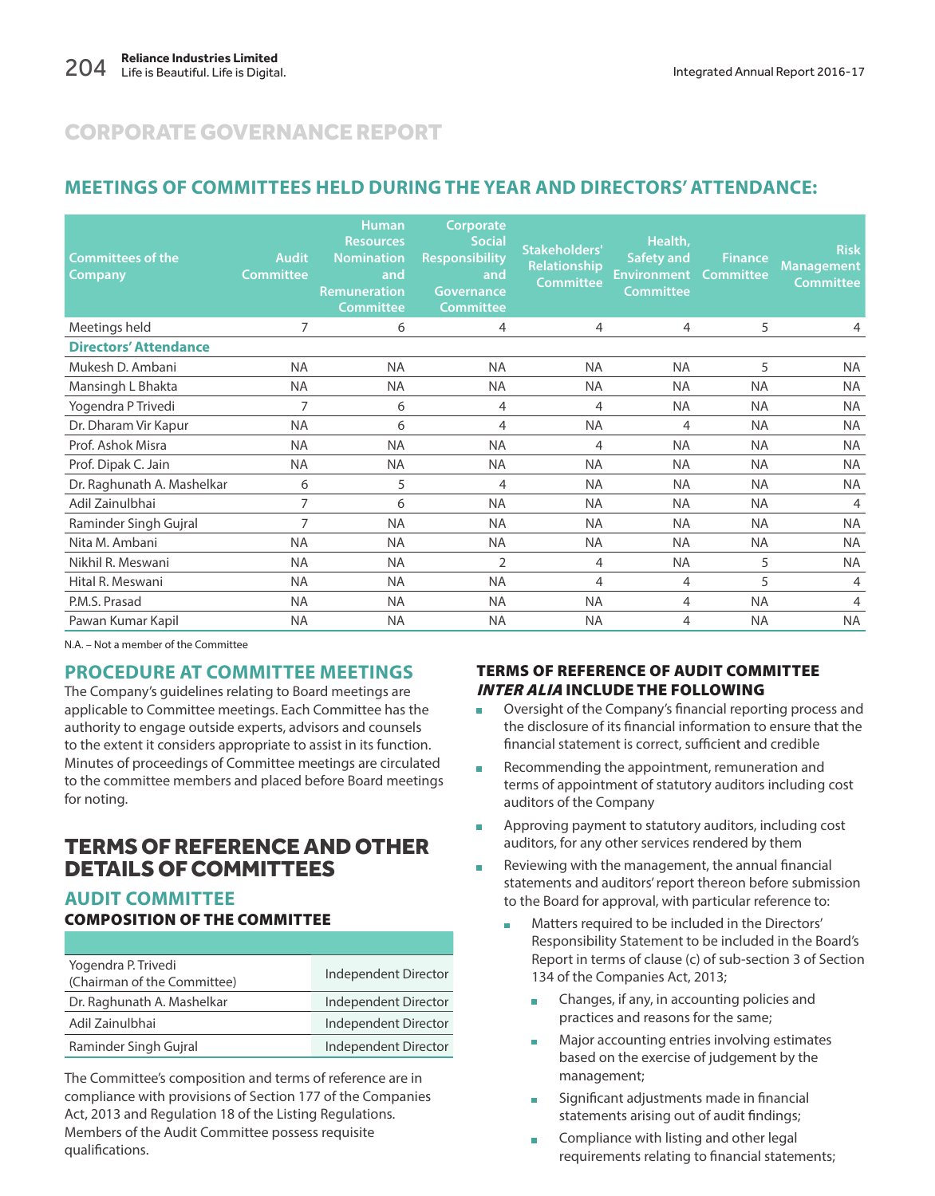# CORPORATE GOVERNANCE REPORT

## MEETINGS OF COMMITTEES HELD DURING THE YEAR AND DIRECTORS' ATTENDANCE:

| Committees of the Company | Audit Committee | Human Resources Nomination and Remuneration Committee | Corporate Social Responsibility and Governance Committee | Stakeholders' Relationship Committee | Health, Safety and Environment Committee | Finance Committee | Risk Management Committee |
|---|---|---|---|---|---|---|---|
| Meetings held | 7 | 6 | 4 | 4 | 4 | 5 | 4 |
| **Directors' Attendance** | | | | | | | |
| Mukesh D. Ambani | NA | NA | NA | NA | NA | 5 | NA |
| Mansingh L Bhakta | NA | NA | NA | NA | NA | NA | NA |
| Yogendra P Trivedi | 7 | 6 | 4 | 4 | NA | NA | NA |
| Dr. Dharam Vir Kapur | NA | 6 | 4 | NA | 4 | NA | NA |
| Prof. Ashok Misra | NA | NA | NA | 4 | NA | NA | NA |
| Prof. Dipak C. Jain | NA | NA | NA | NA | NA | NA | NA |
| Dr. Raghunath A. Mashelkar | 6 | 5 | 4 | NA | NA | NA | NA |
| Adil Zainulbhai | 7 | 6 | NA | NA | NA | NA | 4 |
| Raminder Singh Gujral | 7 | NA | NA | NA | NA | NA | NA |
| Nita M. Ambani | NA | NA | NA | NA | NA | NA | NA |
| Nikhil R. Meswani | NA | NA | 2 | 4 | NA | 5 | NA |
| Hital R. Meswani | NA | NA | NA | 4 | 4 | 5 | 4 |
| P.M.S. Prasad | NA | NA | NA | NA | 4 | NA | 4 |
| Pawan Kumar Kapil | NA | NA | NA | NA | 4 | NA | NA |

N.A. – Not a member of the Committee

## PROCEDURE AT COMMITTEE MEETINGS

The Company's guidelines relating to Board meetings are applicable to Committee meetings. Each Committee has the authority to engage outside experts, advisors and counsels to the extent it considers appropriate to assist in its function. Minutes of proceedings of Committee meetings are circulated to the committee members and placed before Board meetings for noting.

# TERMS OF REFERENCE AND OTHER DETAILS OF COMMITTEES

## AUDIT COMMITTEE

### COMPOSITION OF THE COMMITTEE

| | |
|---|---|
| Yogendra P. Trivedi (Chairman of the Committee) | Independent Director |
| Dr. Raghunath A. Mashelkar | Independent Director |
| Adil Zainulbhai | Independent Director |
| Raminder Singh Gujral | Independent Director |

The Committee's composition and terms of reference are in compliance with provisions of Section 177 of the Companies Act, 2013 and Regulation 18 of the Listing Regulations. Members of the Audit Committee possess requisite qualifications.

### TERMS OF REFERENCE OF AUDIT COMMITTEE *INTER ALIA* INCLUDE THE FOLLOWING

- Oversight of the Company's financial reporting process and the disclosure of its financial information to ensure that the financial statement is correct, sufficient and credible
- Recommending the appointment, remuneration and terms of appointment of statutory auditors including cost auditors of the Company
- Approving payment to statutory auditors, including cost auditors, for any other services rendered by them
- Reviewing with the management, the annual financial statements and auditors' report thereon before submission to the Board for approval, with particular reference to:
  - Matters required to be included in the Directors' Responsibility Statement to be included in the Board's Report in terms of clause (c) of sub-section 3 of Section 134 of the Companies Act, 2013;
    - Changes, if any, in accounting policies and practices and reasons for the same;
    - Major accounting entries involving estimates based on the exercise of judgement by the management;
    - Significant adjustments made in financial statements arising out of audit findings;
    - Compliance with listing and other legal requirements relating to financial statements;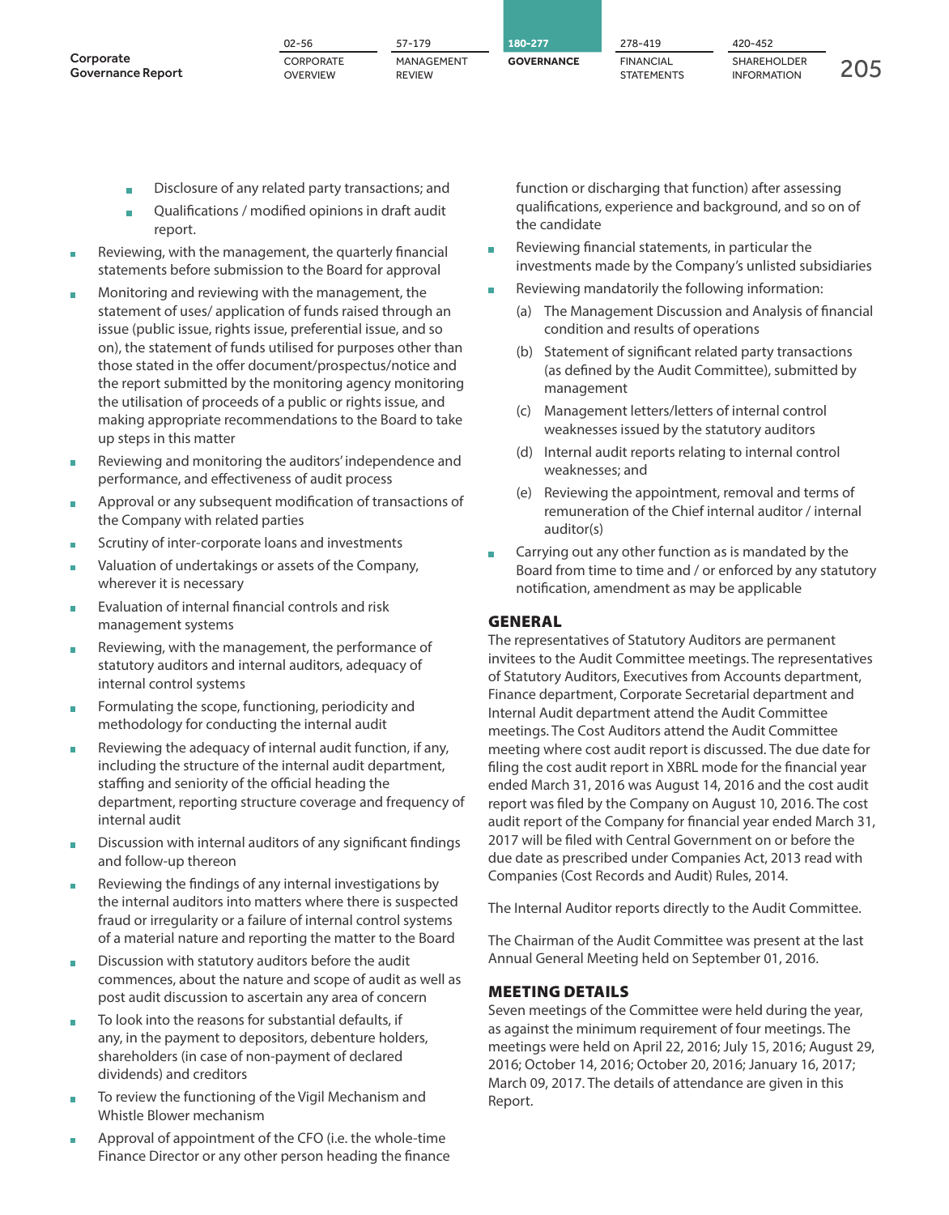- Disclosure of any related party transactions; and
    - Qualifications / modified opinions in draft audit report.
- Reviewing, with the management, the quarterly financial statements before submission to the Board for approval
- Monitoring and reviewing with the management, the statement of uses/ application of funds raised through an issue (public issue, rights issue, preferential issue, and so on), the statement of funds utilised for purposes other than those stated in the offer document/prospectus/notice and the report submitted by the monitoring agency monitoring the utilisation of proceeds of a public or rights issue, and making appropriate recommendations to the Board to take up steps in this matter
- Reviewing and monitoring the auditors' independence and performance, and effectiveness of audit process
- Approval or any subsequent modification of transactions of the Company with related parties
- Scrutiny of inter-corporate loans and investments
- Valuation of undertakings or assets of the Company, wherever it is necessary
- Evaluation of internal financial controls and risk management systems
- Reviewing, with the management, the performance of statutory auditors and internal auditors, adequacy of internal control systems
- Formulating the scope, functioning, periodicity and methodology for conducting the internal audit
- Reviewing the adequacy of internal audit function, if any, including the structure of the internal audit department, staffing and seniority of the official heading the department, reporting structure coverage and frequency of internal audit
- Discussion with internal auditors of any significant findings and follow-up thereon
- Reviewing the findings of any internal investigations by the internal auditors into matters where there is suspected fraud or irregularity or a failure of internal control systems of a material nature and reporting the matter to the Board
- Discussion with statutory auditors before the audit commences, about the nature and scope of audit as well as post audit discussion to ascertain any area of concern
- To look into the reasons for substantial defaults, if any, in the payment to depositors, debenture holders, shareholders (in case of non-payment of declared dividends) and creditors
- To review the functioning of the Vigil Mechanism and Whistle Blower mechanism
- Approval of appointment of the CFO (i.e. the whole-time Finance Director or any other person heading the finance function or discharging that function) after assessing qualifications, experience and background, and so on of the candidate
- Reviewing financial statements, in particular the investments made by the Company's unlisted subsidiaries
- Reviewing mandatorily the following information:
    (a) The Management Discussion and Analysis of financial condition and results of operations
    (b) Statement of significant related party transactions (as defined by the Audit Committee), submitted by management
    (c) Management letters/letters of internal control weaknesses issued by the statutory auditors
    (d) Internal audit reports relating to internal control weaknesses; and
    (e) Reviewing the appointment, removal and terms of remuneration of the Chief internal auditor / internal auditor(s)
- Carrying out any other function as is mandated by the Board from time to time and / or enforced by any statutory notification, amendment as may be applicable

## GENERAL

The representatives of Statutory Auditors are permanent invitees to the Audit Committee meetings. The representatives of Statutory Auditors, Executives from Accounts department, Finance department, Corporate Secretarial department and Internal Audit department attend the Audit Committee meetings. The Cost Auditors attend the Audit Committee meeting where cost audit report is discussed. The due date for filing the cost audit report in XBRL mode for the financial year ended March 31, 2016 was August 14, 2016 and the cost audit report was filed by the Company on August 10, 2016. The cost audit report of the Company for financial year ended March 31, 2017 will be filed with Central Government on or before the due date as prescribed under Companies Act, 2013 read with Companies (Cost Records and Audit) Rules, 2014.

The Internal Auditor reports directly to the Audit Committee.

The Chairman of the Audit Committee was present at the last Annual General Meeting held on September 01, 2016.

## MEETING DETAILS

Seven meetings of the Committee were held during the year, as against the minimum requirement of four meetings. The meetings were held on April 22, 2016; July 15, 2016; August 29, 2016; October 14, 2016; October 20, 2016; January 16, 2017; March 09, 2017. The details of attendance are given in this Report.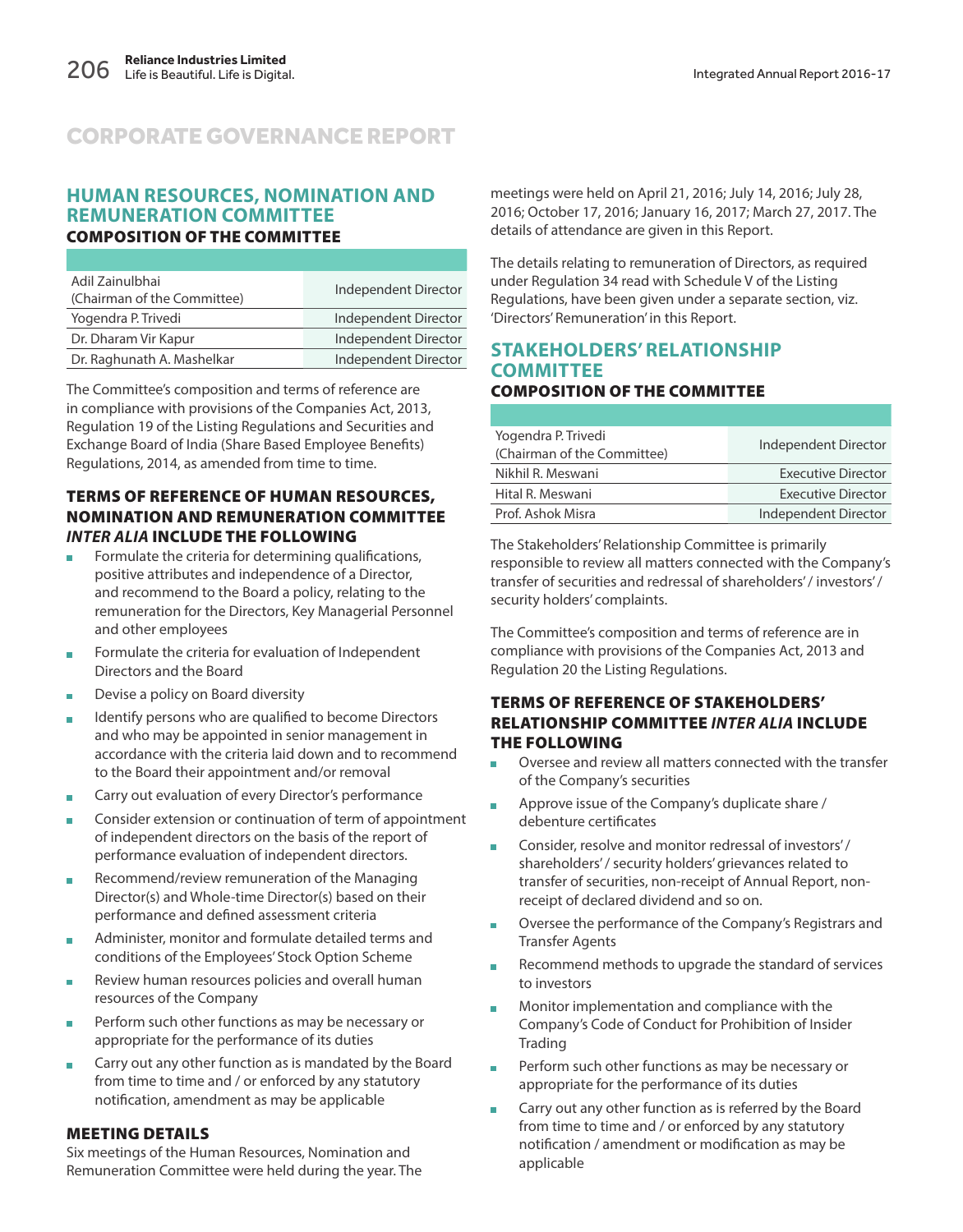# CORPORATE GOVERNANCE REPORT

## HUMAN RESOURCES, NOMINATION AND REMUNERATION COMMITTEE

### COMPOSITION OF THE COMMITTEE

| | |
|---|---|
| Adil Zainulbhai (Chairman of the Committee) | Independent Director |
| Yogendra P. Trivedi | Independent Director |
| Dr. Dharam Vir Kapur | Independent Director |
| Dr. Raghunath A. Mashelkar | Independent Director |

The Committee's composition and terms of reference are in compliance with provisions of the Companies Act, 2013, Regulation 19 of the Listing Regulations and Securities and Exchange Board of India (Share Based Employee Benefits) Regulations, 2014, as amended from time to time.

### TERMS OF REFERENCE OF HUMAN RESOURCES, NOMINATION AND REMUNERATION COMMITTEE *INTER ALIA* INCLUDE THE FOLLOWING

- Formulate the criteria for determining qualifications, positive attributes and independence of a Director, and recommend to the Board a policy, relating to the remuneration for the Directors, Key Managerial Personnel and other employees
- Formulate the criteria for evaluation of Independent Directors and the Board
- Devise a policy on Board diversity
- Identify persons who are qualified to become Directors and who may be appointed in senior management in accordance with the criteria laid down and to recommend to the Board their appointment and/or removal
- Carry out evaluation of every Director's performance
- Consider extension or continuation of term of appointment of independent directors on the basis of the report of performance evaluation of independent directors.
- Recommend/review remuneration of the Managing Director(s) and Whole-time Director(s) based on their performance and defined assessment criteria
- Administer, monitor and formulate detailed terms and conditions of the Employees' Stock Option Scheme
- Review human resources policies and overall human resources of the Company
- Perform such other functions as may be necessary or appropriate for the performance of its duties
- Carry out any other function as is mandated by the Board from time to time and / or enforced by any statutory notification, amendment as may be applicable

### MEETING DETAILS

Six meetings of the Human Resources, Nomination and Remuneration Committee were held during the year. The meetings were held on April 21, 2016; July 14, 2016; July 28, 2016; October 17, 2016; January 16, 2017; March 27, 2017. The details of attendance are given in this Report.

The details relating to remuneration of Directors, as required under Regulation 34 read with Schedule V of the Listing Regulations, have been given under a separate section, viz. 'Directors' Remuneration' in this Report.

## STAKEHOLDERS' RELATIONSHIP COMMITTEE

### COMPOSITION OF THE COMMITTEE

| | |
|---|---|
| Yogendra P. Trivedi (Chairman of the Committee) | Independent Director |
| Nikhil R. Meswani | Executive Director |
| Hital R. Meswani | Executive Director |
| Prof. Ashok Misra | Independent Director |

The Stakeholders' Relationship Committee is primarily responsible to review all matters connected with the Company's transfer of securities and redressal of shareholders' / investors' / security holders' complaints.

The Committee's composition and terms of reference are in compliance with provisions of the Companies Act, 2013 and Regulation 20 the Listing Regulations.

### TERMS OF REFERENCE OF STAKEHOLDERS' RELATIONSHIP COMMITTEE *INTER ALIA* INCLUDE THE FOLLOWING

- Oversee and review all matters connected with the transfer of the Company's securities
- Approve issue of the Company's duplicate share / debenture certificates
- Consider, resolve and monitor redressal of investors' / shareholders' / security holders' grievances related to transfer of securities, non-receipt of Annual Report, non-receipt of declared dividend and so on.
- Oversee the performance of the Company's Registrars and Transfer Agents
- Recommend methods to upgrade the standard of services to investors
- Monitor implementation and compliance with the Company's Code of Conduct for Prohibition of Insider Trading
- Perform such other functions as may be necessary or appropriate for the performance of its duties
- Carry out any other function as is referred by the Board from time to time and / or enforced by any statutory notification / amendment or modification as may be applicable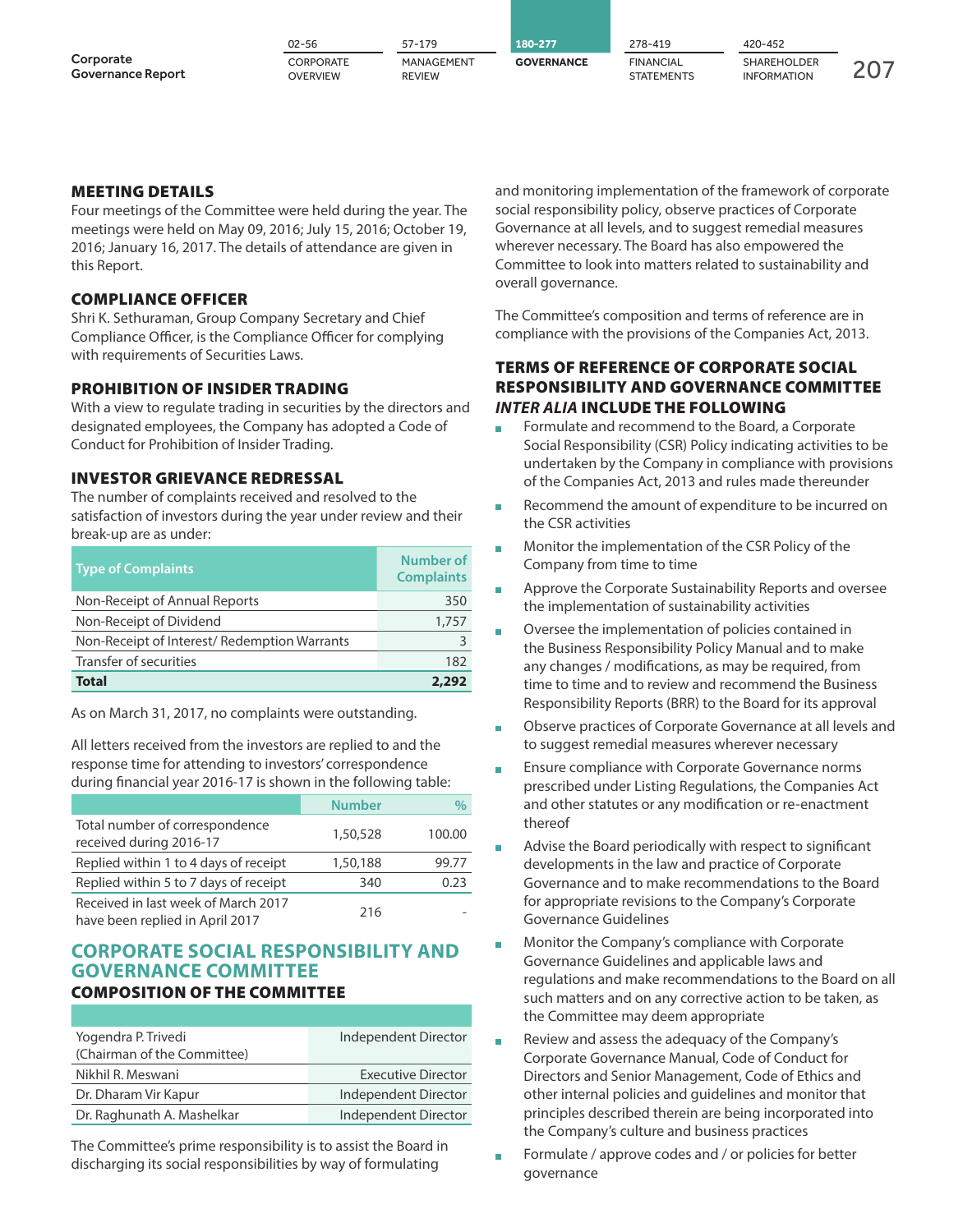## MEETING DETAILS

Four meetings of the Committee were held during the year. The meetings were held on May 09, 2016; July 15, 2016; October 19, 2016; January 16, 2017. The details of attendance are given in this Report.

## COMPLIANCE OFFICER

Shri K. Sethuraman, Group Company Secretary and Chief Compliance Officer, is the Compliance Officer for complying with requirements of Securities Laws.

## PROHIBITION OF INSIDER TRADING

With a view to regulate trading in securities by the directors and designated employees, the Company has adopted a Code of Conduct for Prohibition of Insider Trading.

## INVESTOR GRIEVANCE REDRESSAL

The number of complaints received and resolved to the satisfaction of investors during the year under review and their break-up are as under:

| Type of Complaints | Number of Complaints |
|---|---|
| Non-Receipt of Annual Reports | 350 |
| Non-Receipt of Dividend | 1,757 |
| Non-Receipt of Interest/ Redemption Warrants | 3 |
| Transfer of securities | 182 |
| **Total** | **2,292** |

As on March 31, 2017, no complaints were outstanding.

All letters received from the investors are replied to and the response time for attending to investors' correspondence during financial year 2016-17 is shown in the following table:

| | Number | % |
|---|---|---|
| Total number of correspondence received during 2016-17 | 1,50,528 | 100.00 |
| Replied within 1 to 4 days of receipt | 1,50,188 | 99.77 |
| Replied within 5 to 7 days of receipt | 340 | 0.23 |
| Received in last week of March 2017 have been replied in April 2017 | 216 | - |

# CORPORATE SOCIAL RESPONSIBILITY AND GOVERNANCE COMMITTEE

## COMPOSITION OF THE COMMITTEE

| | |
|---|---|
| Yogendra P. Trivedi (Chairman of the Committee) | Independent Director |
| Nikhil R. Meswani | Executive Director |
| Dr. Dharam Vir Kapur | Independent Director |
| Dr. Raghunath A. Mashelkar | Independent Director |

The Committee's prime responsibility is to assist the Board in discharging its social responsibilities by way of formulating and monitoring implementation of the framework of corporate social responsibility policy, observe practices of Corporate Governance at all levels, and to suggest remedial measures wherever necessary. The Board has also empowered the Committee to look into matters related to sustainability and overall governance.

The Committee's composition and terms of reference are in compliance with the provisions of the Companies Act, 2013.

## TERMS OF REFERENCE OF CORPORATE SOCIAL RESPONSIBILITY AND GOVERNANCE COMMITTEE *INTER ALIA* INCLUDE THE FOLLOWING

- Formulate and recommend to the Board, a Corporate Social Responsibility (CSR) Policy indicating activities to be undertaken by the Company in compliance with provisions of the Companies Act, 2013 and rules made thereunder
- Recommend the amount of expenditure to be incurred on the CSR activities
- Monitor the implementation of the CSR Policy of the Company from time to time
- Approve the Corporate Sustainability Reports and oversee the implementation of sustainability activities
- Oversee the implementation of policies contained in the Business Responsibility Policy Manual and to make any changes / modifications, as may be required, from time to time and to review and recommend the Business Responsibility Reports (BRR) to the Board for its approval
- Observe practices of Corporate Governance at all levels and to suggest remedial measures wherever necessary
- Ensure compliance with Corporate Governance norms prescribed under Listing Regulations, the Companies Act and other statutes or any modification or re-enactment thereof
- Advise the Board periodically with respect to significant developments in the law and practice of Corporate Governance and to make recommendations to the Board for appropriate revisions to the Company's Corporate Governance Guidelines
- Monitor the Company's compliance with Corporate Governance Guidelines and applicable laws and regulations and make recommendations to the Board on all such matters and on any corrective action to be taken, as the Committee may deem appropriate
- Review and assess the adequacy of the Company's Corporate Governance Manual, Code of Conduct for Directors and Senior Management, Code of Ethics and other internal policies and guidelines and monitor that principles described therein are being incorporated into the Company's culture and business practices
- Formulate / approve codes and / or policies for better governance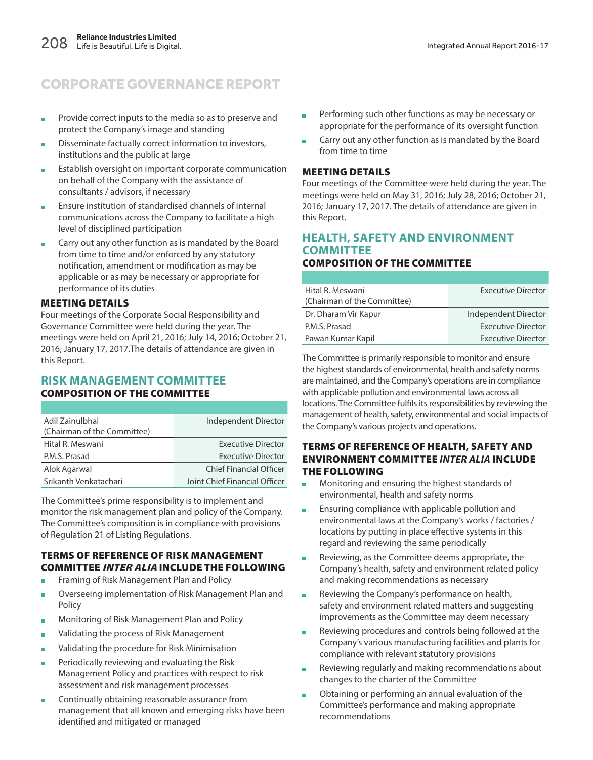# CORPORATE GOVERNANCE REPORT

- Provide correct inputs to the media so as to preserve and protect the Company's image and standing
- Disseminate factually correct information to investors, institutions and the public at large
- Establish oversight on important corporate communication on behalf of the Company with the assistance of consultants / advisors, if necessary
- Ensure institution of standardised channels of internal communications across the Company to facilitate a high level of disciplined participation
- Carry out any other function as is mandated by the Board from time to time and/or enforced by any statutory notification, amendment or modification as may be applicable or as may be necessary or appropriate for performance of its duties

### MEETING DETAILS

Four meetings of the Corporate Social Responsibility and Governance Committee were held during the year. The meetings were held on April 21, 2016; July 14, 2016; October 21, 2016; January 17, 2017.The details of attendance are given in this Report.

## RISK MANAGEMENT COMMITTEE

### COMPOSITION OF THE COMMITTEE

| | |
|---|---|
| Adil Zainulbhai (Chairman of the Committee) | Independent Director |
| Hital R. Meswani | Executive Director |
| P.M.S. Prasad | Executive Director |
| Alok Agarwal | Chief Financial Officer |
| Srikanth Venkatachari | Joint Chief Financial Officer |

The Committee's prime responsibility is to implement and monitor the risk management plan and policy of the Company. The Committee's composition is in compliance with provisions of Regulation 21 of Listing Regulations.

### TERMS OF REFERENCE OF RISK MANAGEMENT COMMITTEE *INTER ALIA* INCLUDE THE FOLLOWING

- Framing of Risk Management Plan and Policy
- Overseeing implementation of Risk Management Plan and Policy
- Monitoring of Risk Management Plan and Policy
- Validating the process of Risk Management
- Validating the procedure for Risk Minimisation
- Periodically reviewing and evaluating the Risk Management Policy and practices with respect to risk assessment and risk management processes
- Continually obtaining reasonable assurance from management that all known and emerging risks have been identified and mitigated or managed
- Performing such other functions as may be necessary or appropriate for the performance of its oversight function
- Carry out any other function as is mandated by the Board from time to time

### MEETING DETAILS

Four meetings of the Committee were held during the year. The meetings were held on May 31, 2016; July 28, 2016; October 21, 2016; January 17, 2017. The details of attendance are given in this Report.

## HEALTH, SAFETY AND ENVIRONMENT COMMITTEE

### COMPOSITION OF THE COMMITTEE

| | |
|---|---|
| Hital R. Meswani (Chairman of the Committee) | Executive Director |
| Dr. Dharam Vir Kapur | Independent Director |
| P.M.S. Prasad | Executive Director |
| Pawan Kumar Kapil | Executive Director |

The Committee is primarily responsible to monitor and ensure the highest standards of environmental, health and safety norms are maintained, and the Company's operations are in compliance with applicable pollution and environmental laws across all locations. The Committee fulfils its responsibilities by reviewing the management of health, safety, environmental and social impacts of the Company's various projects and operations.

### TERMS OF REFERENCE OF HEALTH, SAFETY AND ENVIRONMENT COMMITTEE *INTER ALIA* INCLUDE THE FOLLOWING

- Monitoring and ensuring the highest standards of environmental, health and safety norms
- Ensuring compliance with applicable pollution and environmental laws at the Company's works / factories / locations by putting in place effective systems in this regard and reviewing the same periodically
- Reviewing, as the Committee deems appropriate, the Company's health, safety and environment related policy and making recommendations as necessary
- Reviewing the Company's performance on health, safety and environment related matters and suggesting improvements as the Committee may deem necessary
- Reviewing procedures and controls being followed at the Company's various manufacturing facilities and plants for compliance with relevant statutory provisions
- Reviewing regularly and making recommendations about changes to the charter of the Committee
- Obtaining or performing an annual evaluation of the Committee's performance and making appropriate recommendations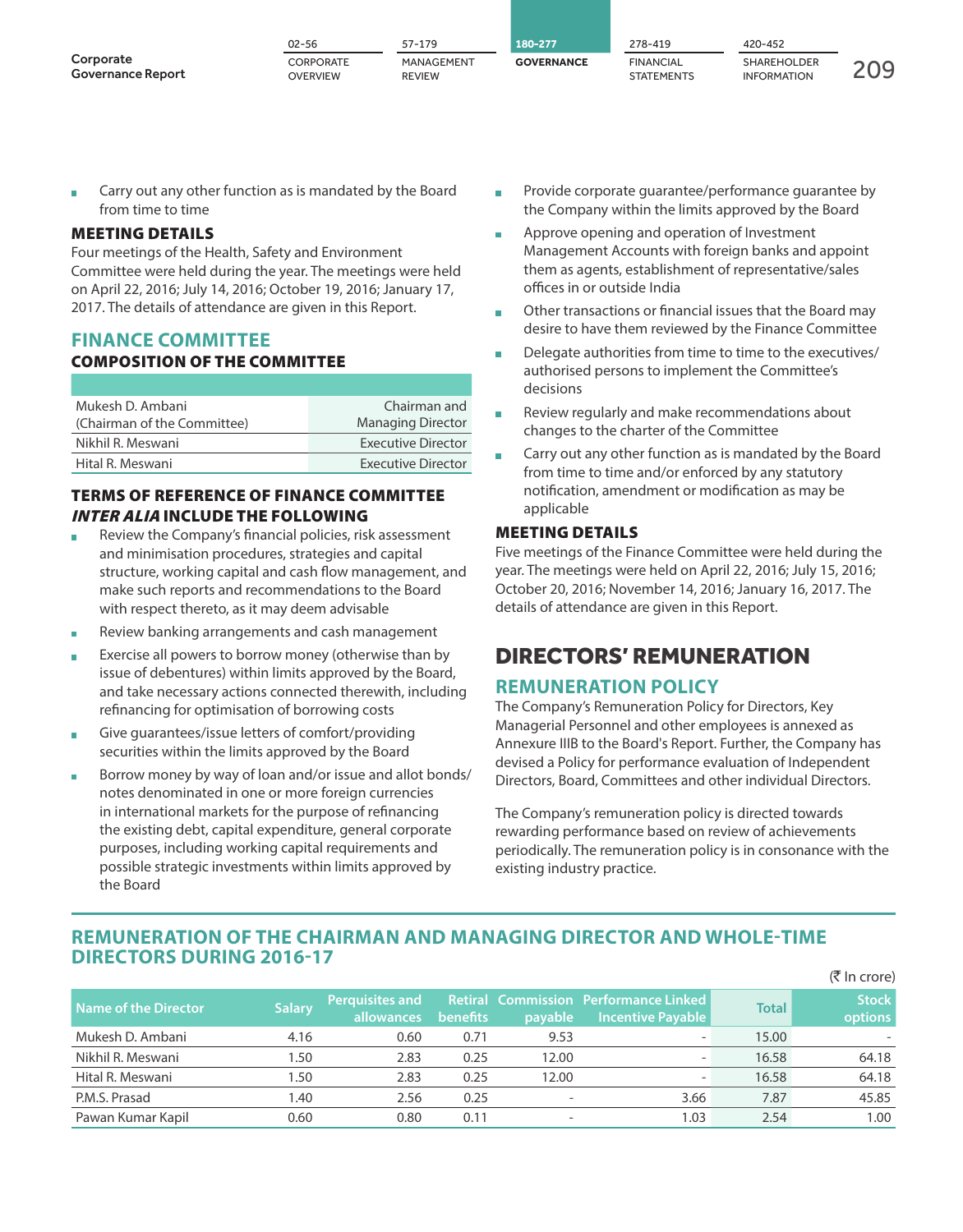- Carry out any other function as is mandated by the Board from time to time

### MEETING DETAILS

Four meetings of the Health, Safety and Environment Committee were held during the year. The meetings were held on April 22, 2016; July 14, 2016; October 19, 2016; January 17, 2017. The details of attendance are given in this Report.

## FINANCE COMMITTEE

### COMPOSITION OF THE COMMITTEE

| | |
|---|---|
| Mukesh D. Ambani (Chairman of the Committee) | Chairman and Managing Director |
| Nikhil R. Meswani | Executive Director |
| Hital R. Meswani | Executive Director |

### TERMS OF REFERENCE OF FINANCE COMMITTEE *INTER ALIA* INCLUDE THE FOLLOWING

- Review the Company's financial policies, risk assessment and minimisation procedures, strategies and capital structure, working capital and cash flow management, and make such reports and recommendations to the Board with respect thereto, as it may deem advisable
- Review banking arrangements and cash management
- Exercise all powers to borrow money (otherwise than by issue of debentures) within limits approved by the Board, and take necessary actions connected therewith, including refinancing for optimisation of borrowing costs
- Give guarantees/issue letters of comfort/providing securities within the limits approved by the Board
- Borrow money by way of loan and/or issue and allot bonds/notes denominated in one or more foreign currencies in international markets for the purpose of refinancing the existing debt, capital expenditure, general corporate purposes, including working capital requirements and possible strategic investments within limits approved by the Board
- Provide corporate guarantee/performance guarantee by the Company within the limits approved by the Board
- Approve opening and operation of Investment Management Accounts with foreign banks and appoint them as agents, establishment of representative/sales offices in or outside India
- Other transactions or financial issues that the Board may desire to have them reviewed by the Finance Committee
- Delegate authorities from time to time to the executives/authorised persons to implement the Committee's decisions
- Review regularly and make recommendations about changes to the charter of the Committee
- Carry out any other function as is mandated by the Board from time to time and/or enforced by any statutory notification, amendment or modification as may be applicable

### MEETING DETAILS

Five meetings of the Finance Committee were held during the year. The meetings were held on April 22, 2016; July 15, 2016; October 20, 2016; November 14, 2016; January 16, 2017. The details of attendance are given in this Report.

# DIRECTORS' REMUNERATION

## REMUNERATION POLICY

The Company's Remuneration Policy for Directors, Key Managerial Personnel and other employees is annexed as Annexure IIIB to the Board's Report. Further, the Company has devised a Policy for performance evaluation of Independent Directors, Board, Committees and other individual Directors.

The Company's remuneration policy is directed towards rewarding performance based on review of achievements periodically. The remuneration policy is in consonance with the existing industry practice.

## REMUNERATION OF THE CHAIRMAN AND MANAGING DIRECTOR AND WHOLE-TIME DIRECTORS DURING 2016-17

(₹ In crore)

| Name of the Director | Salary | Perquisites and allowances | Retiral benefits | Commission payable | Performance Linked Incentive Payable | Total | Stock options |
|---|---|---|---|---|---|---|---|
| Mukesh D. Ambani | 4.16 | 0.60 | 0.71 | 9.53 | - | 15.00 | - |
| Nikhil R. Meswani | 1.50 | 2.83 | 0.25 | 12.00 | - | 16.58 | 64.18 |
| Hital R. Meswani | 1.50 | 2.83 | 0.25 | 12.00 | - | 16.58 | 64.18 |
| P.M.S. Prasad | 1.40 | 2.56 | 0.25 | - | 3.66 | 7.87 | 45.85 |
| Pawan Kumar Kapil | 0.60 | 0.80 | 0.11 | - | 1.03 | 2.54 | 1.00 |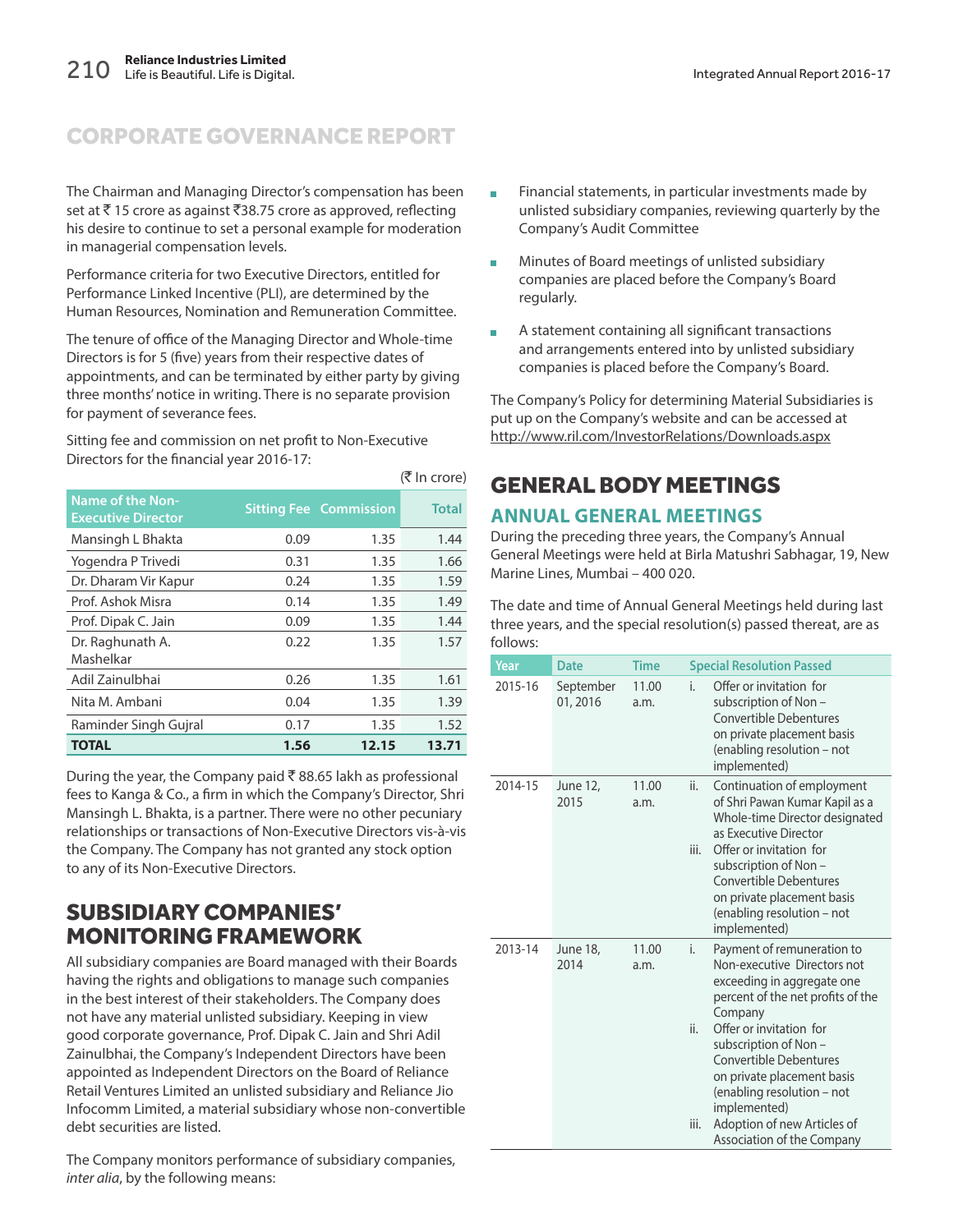# CORPORATE GOVERNANCE REPORT

The Chairman and Managing Director's compensation has been set at ₹ 15 crore as against ₹38.75 crore as approved, reflecting his desire to continue to set a personal example for moderation in managerial compensation levels.

Performance criteria for two Executive Directors, entitled for Performance Linked Incentive (PLI), are determined by the Human Resources, Nomination and Remuneration Committee.

The tenure of office of the Managing Director and Whole-time Directors is for 5 (five) years from their respective dates of appointments, and can be terminated by either party by giving three months' notice in writing. There is no separate provision for payment of severance fees.

Sitting fee and commission on net profit to Non-Executive Directors for the financial year 2016-17:

(₹ In crore)

| Name of the Non-Executive Director | Sitting Fee | Commission | Total |
|---|---|---|---|
| Mansingh L Bhakta | 0.09 | 1.35 | 1.44 |
| Yogendra P Trivedi | 0.31 | 1.35 | 1.66 |
| Dr. Dharam Vir Kapur | 0.24 | 1.35 | 1.59 |
| Prof. Ashok Misra | 0.14 | 1.35 | 1.49 |
| Prof. Dipak C. Jain | 0.09 | 1.35 | 1.44 |
| Dr. Raghunath A. Mashelkar | 0.22 | 1.35 | 1.57 |
| Adil Zainulbhai | 0.26 | 1.35 | 1.61 |
| Nita M. Ambani | 0.04 | 1.35 | 1.39 |
| Raminder Singh Gujral | 0.17 | 1.35 | 1.52 |
| **TOTAL** | **1.56** | **12.15** | **13.71** |

During the year, the Company paid ₹ 88.65 lakh as professional fees to Kanga & Co., a firm in which the Company's Director, Shri Mansingh L. Bhakta, is a partner. There were no other pecuniary relationships or transactions of Non-Executive Directors vis-à-vis the Company. The Company has not granted any stock option to any of its Non-Executive Directors.

## SUBSIDIARY COMPANIES' MONITORING FRAMEWORK

All subsidiary companies are Board managed with their Boards having the rights and obligations to manage such companies in the best interest of their stakeholders. The Company does not have any material unlisted subsidiary. Keeping in view good corporate governance, Prof. Dipak C. Jain and Shri Adil Zainulbhai, the Company's Independent Directors have been appointed as Independent Directors on the Board of Reliance Retail Ventures Limited an unlisted subsidiary and Reliance Jio Infocomm Limited, a material subsidiary whose non-convertible debt securities are listed.

The Company monitors performance of subsidiary companies, *inter alia*, by the following means:

- Financial statements, in particular investments made by unlisted subsidiary companies, reviewing quarterly by the Company's Audit Committee
- Minutes of Board meetings of unlisted subsidiary companies are placed before the Company's Board regularly.
- A statement containing all significant transactions and arrangements entered into by unlisted subsidiary companies is placed before the Company's Board.

The Company's Policy for determining Material Subsidiaries is put up on the Company's website and can be accessed at http://www.ril.com/InvestorRelations/Downloads.aspx

## GENERAL BODY MEETINGS

### ANNUAL GENERAL MEETINGS

During the preceding three years, the Company's Annual General Meetings were held at Birla Matushri Sabhagar, 19, New Marine Lines, Mumbai – 400 020.

The date and time of Annual General Meetings held during last three years, and the special resolution(s) passed thereat, are as follows:

| Year | Date | Time | Special Resolution Passed |
|---|---|---|---|
| 2015-16 | September 01, 2016 | 11.00 a.m. | i. Offer or invitation for subscription of Non – Convertible Debentures on private placement basis (enabling resolution – not implemented) |
| 2014-15 | June 12, 2015 | 11.00 a.m. | ii. Continuation of employment of Shri Pawan Kumar Kapil as a Whole-time Director designated as Executive Director<br>iii. Offer or invitation for subscription of Non – Convertible Debentures on private placement basis (enabling resolution – not implemented) |
| 2013-14 | June 18, 2014 | 11.00 a.m. | i. Payment of remuneration to Non-executive Directors not exceeding in aggregate one percent of the net profits of the Company<br>ii. Offer or invitation for subscription of Non – Convertible Debentures on private placement basis (enabling resolution – not implemented)<br>iii. Adoption of new Articles of Association of the Company |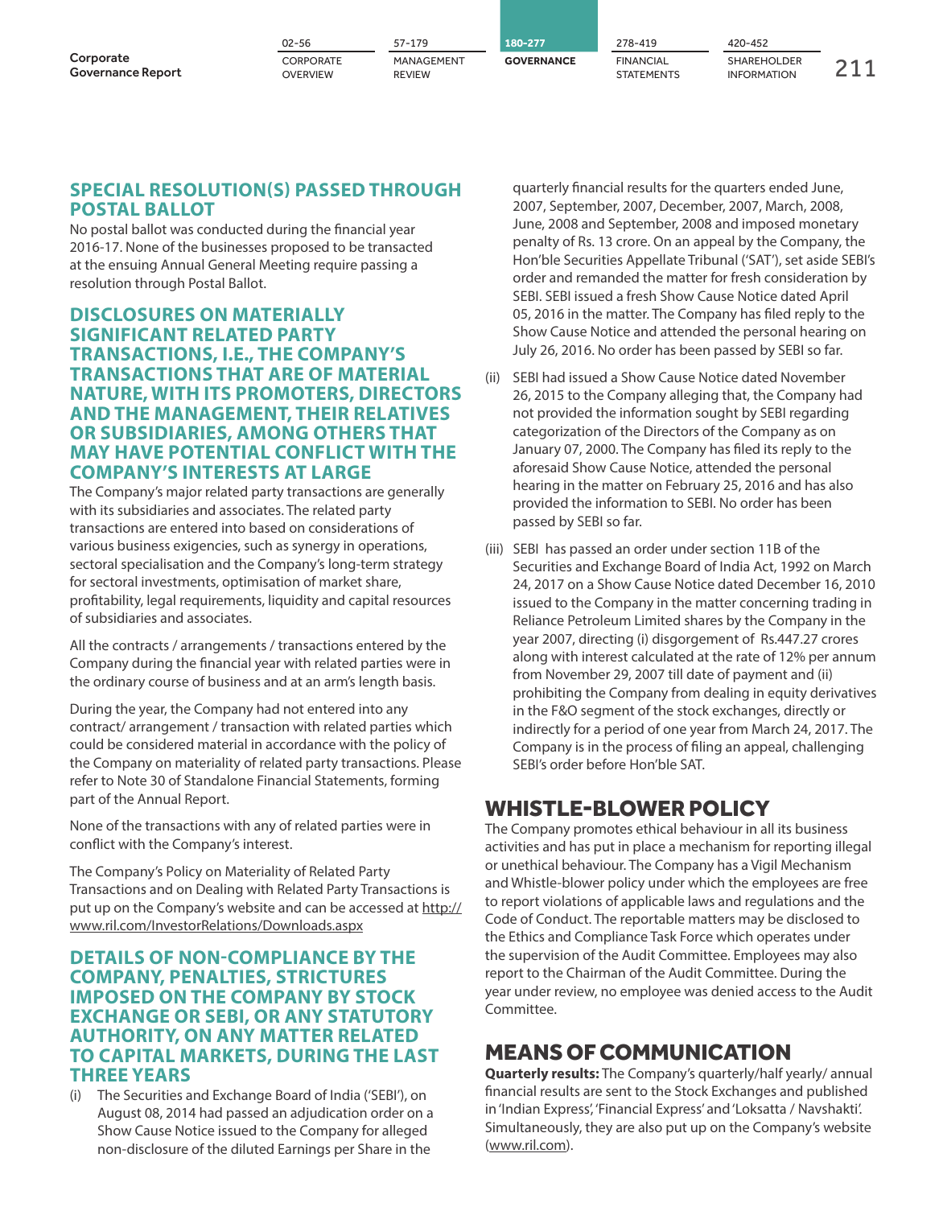## SPECIAL RESOLUTION(S) PASSED THROUGH POSTAL BALLOT

No postal ballot was conducted during the financial year 2016-17. None of the businesses proposed to be transacted at the ensuing Annual General Meeting require passing a resolution through Postal Ballot.

## DISCLOSURES ON MATERIALLY SIGNIFICANT RELATED PARTY TRANSACTIONS, I.E., THE COMPANY'S TRANSACTIONS THAT ARE OF MATERIAL NATURE, WITH ITS PROMOTERS, DIRECTORS AND THE MANAGEMENT, THEIR RELATIVES OR SUBSIDIARIES, AMONG OTHERS THAT MAY HAVE POTENTIAL CONFLICT WITH THE COMPANY'S INTERESTS AT LARGE

The Company's major related party transactions are generally with its subsidiaries and associates. The related party transactions are entered into based on considerations of various business exigencies, such as synergy in operations, sectoral specialisation and the Company's long-term strategy for sectoral investments, optimisation of market share, profitability, legal requirements, liquidity and capital resources of subsidiaries and associates.

All the contracts / arrangements / transactions entered by the Company during the financial year with related parties were in the ordinary course of business and at an arm's length basis.

During the year, the Company had not entered into any contract/ arrangement / transaction with related parties which could be considered material in accordance with the policy of the Company on materiality of related party transactions. Please refer to Note 30 of Standalone Financial Statements, forming part of the Annual Report.

None of the transactions with any of related parties were in conflict with the Company's interest.

The Company's Policy on Materiality of Related Party Transactions and on Dealing with Related Party Transactions is put up on the Company's website and can be accessed at http://www.ril.com/InvestorRelations/Downloads.aspx

## DETAILS OF NON-COMPLIANCE BY THE COMPANY, PENALTIES, STRICTURES IMPOSED ON THE COMPANY BY STOCK EXCHANGE OR SEBI, OR ANY STATUTORY AUTHORITY, ON ANY MATTER RELATED TO CAPITAL MARKETS, DURING THE LAST THREE YEARS

(i) The Securities and Exchange Board of India ('SEBI'), on August 08, 2014 had passed an adjudication order on a Show Cause Notice issued to the Company for alleged non-disclosure of the diluted Earnings per Share in the quarterly financial results for the quarters ended June, 2007, September, 2007, December, 2007, March, 2008, June, 2008 and September, 2008 and imposed monetary penalty of Rs. 13 crore. On an appeal by the Company, the Hon'ble Securities Appellate Tribunal ('SAT'), set aside SEBI's order and remanded the matter for fresh consideration by SEBI. SEBI issued a fresh Show Cause Notice dated April 05, 2016 in the matter. The Company has filed reply to the Show Cause Notice and attended the personal hearing on July 26, 2016. No order has been passed by SEBI so far.

(ii) SEBI had issued a Show Cause Notice dated November 26, 2015 to the Company alleging that, the Company had not provided the information sought by SEBI regarding categorization of the Directors of the Company as on January 07, 2000. The Company has filed its reply to the aforesaid Show Cause Notice, attended the personal hearing in the matter on February 25, 2016 and has also provided the information to SEBI. No order has been passed by SEBI so far.

(iii) SEBI has passed an order under section 11B of the Securities and Exchange Board of India Act, 1992 on March 24, 2017 on a Show Cause Notice dated December 16, 2010 issued to the Company in the matter concerning trading in Reliance Petroleum Limited shares by the Company in the year 2007, directing (i) disgorgement of Rs.447.27 crores along with interest calculated at the rate of 12% per annum from November 29, 2007 till date of payment and (ii) prohibiting the Company from dealing in equity derivatives in the F&O segment of the stock exchanges, directly or indirectly for a period of one year from March 24, 2017. The Company is in the process of filing an appeal, challenging SEBI's order before Hon'ble SAT.

## WHISTLE-BLOWER POLICY

The Company promotes ethical behaviour in all its business activities and has put in place a mechanism for reporting illegal or unethical behaviour. The Company has a Vigil Mechanism and Whistle-blower policy under which the employees are free to report violations of applicable laws and regulations and the Code of Conduct. The reportable matters may be disclosed to the Ethics and Compliance Task Force which operates under the supervision of the Audit Committee. Employees may also report to the Chairman of the Audit Committee. During the year under review, no employee was denied access to the Audit Committee.

## MEANS OF COMMUNICATION

**Quarterly results:** The Company's quarterly/half yearly/ annual financial results are sent to the Stock Exchanges and published in 'Indian Express', 'Financial Express' and 'Loksatta / Navshakti'. Simultaneously, they are also put up on the Company's website (www.ril.com).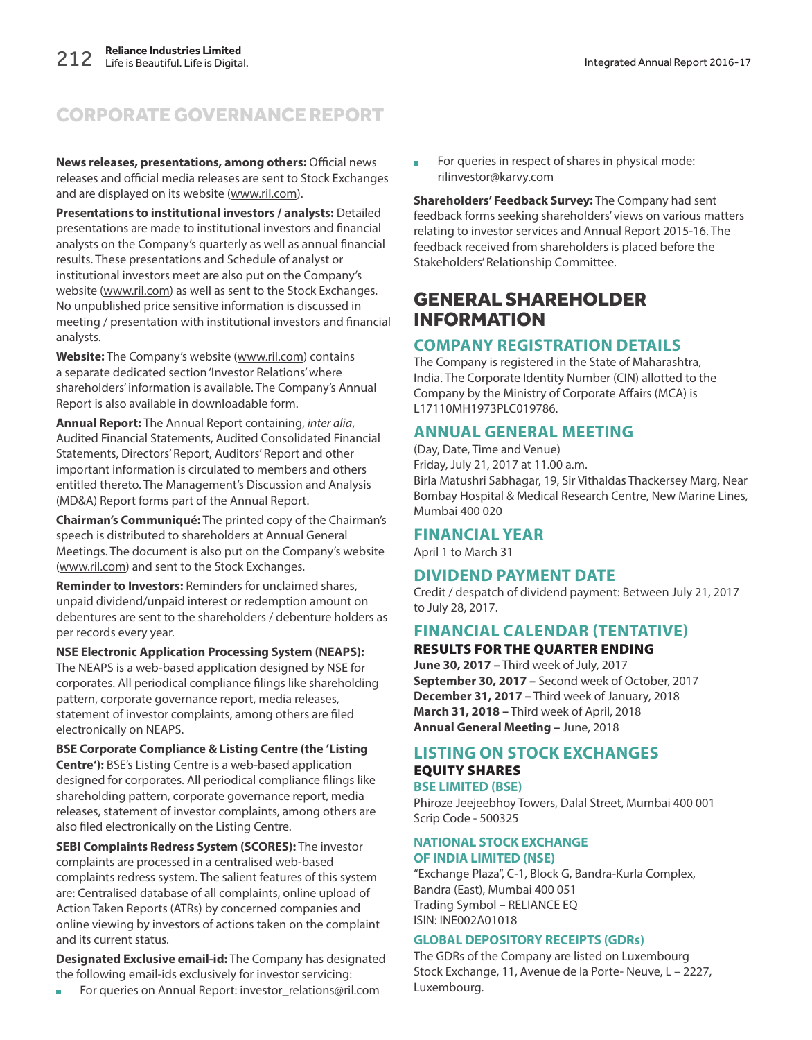## CORPORATE GOVERNANCE REPORT

**News releases, presentations, among others:** Official news releases and official media releases are sent to Stock Exchanges and are displayed on its website (www.ril.com).

**Presentations to institutional investors / analysts:** Detailed presentations are made to institutional investors and financial analysts on the Company's quarterly as well as annual financial results. These presentations and Schedule of analyst or institutional investors meet are also put on the Company's website (www.ril.com) as well as sent to the Stock Exchanges. No unpublished price sensitive information is discussed in meeting / presentation with institutional investors and financial analysts.

**Website:** The Company's website (www.ril.com) contains a separate dedicated section 'Investor Relations' where shareholders' information is available. The Company's Annual Report is also available in downloadable form.

**Annual Report:** The Annual Report containing, *inter alia*, Audited Financial Statements, Audited Consolidated Financial Statements, Directors' Report, Auditors' Report and other important information is circulated to members and others entitled thereto. The Management's Discussion and Analysis (MD&A) Report forms part of the Annual Report.

**Chairman's Communiqué:** The printed copy of the Chairman's speech is distributed to shareholders at Annual General Meetings. The document is also put on the Company's website (www.ril.com) and sent to the Stock Exchanges.

**Reminder to Investors:** Reminders for unclaimed shares, unpaid dividend/unpaid interest or redemption amount on debentures are sent to the shareholders / debenture holders as per records every year.

**NSE Electronic Application Processing System (NEAPS):** The NEAPS is a web-based application designed by NSE for corporates. All periodical compliance filings like shareholding pattern, corporate governance report, media releases, statement of investor complaints, among others are filed electronically on NEAPS.

**BSE Corporate Compliance & Listing Centre (the 'Listing Centre'):** BSE's Listing Centre is a web-based application designed for corporates. All periodical compliance filings like shareholding pattern, corporate governance report, media releases, statement of investor complaints, among others are also filed electronically on the Listing Centre.

**SEBI Complaints Redress System (SCORES):** The investor complaints are processed in a centralised web-based complaints redress system. The salient features of this system are: Centralised database of all complaints, online upload of Action Taken Reports (ATRs) by concerned companies and online viewing by investors of actions taken on the complaint and its current status.

**Designated Exclusive email-id:** The Company has designated the following email-ids exclusively for investor servicing:

- For queries on Annual Report: investor_relations@ril.com
- For queries in respect of shares in physical mode: rilinvestor@karvy.com

**Shareholders' Feedback Survey:** The Company had sent feedback forms seeking shareholders' views on various matters relating to investor services and Annual Report 2015-16. The feedback received from shareholders is placed before the Stakeholders' Relationship Committee.

## GENERAL SHAREHOLDER INFORMATION

### COMPANY REGISTRATION DETAILS

The Company is registered in the State of Maharashtra, India. The Corporate Identity Number (CIN) allotted to the Company by the Ministry of Corporate Affairs (MCA) is L17110MH1973PLC019786.

### ANNUAL GENERAL MEETING

(Day, Date, Time and Venue)
Friday, July 21, 2017 at 11.00 a.m.
Birla Matushri Sabhagar, 19, Sir Vithaldas Thackersey Marg, Near Bombay Hospital & Medical Research Centre, New Marine Lines, Mumbai 400 020

### FINANCIAL YEAR

April 1 to March 31

### DIVIDEND PAYMENT DATE

Credit / despatch of dividend payment: Between July 21, 2017 to July 28, 2017.

### FINANCIAL CALENDAR (TENTATIVE)

#### RESULTS FOR THE QUARTER ENDING

**June 30, 2017 –** Third week of July, 2017
**September 30, 2017 –** Second week of October, 2017
**December 31, 2017 –** Third week of January, 2018
**March 31, 2018 –** Third week of April, 2018
**Annual General Meeting –** June, 2018

### LISTING ON STOCK EXCHANGES

#### EQUITY SHARES

##### BSE LIMITED (BSE)

Phiroze Jeejeebhoy Towers, Dalal Street, Mumbai 400 001
Scrip Code - 500325

##### NATIONAL STOCK EXCHANGE OF INDIA LIMITED (NSE)

"Exchange Plaza", C-1, Block G, Bandra-Kurla Complex, Bandra (East), Mumbai 400 051
Trading Symbol – RELIANCE EQ
ISIN: INE002A01018

##### GLOBAL DEPOSITORY RECEIPTS (GDRs)

The GDRs of the Company are listed on Luxembourg Stock Exchange, 11, Avenue de la Porte- Neuve, L – 2227, Luxembourg.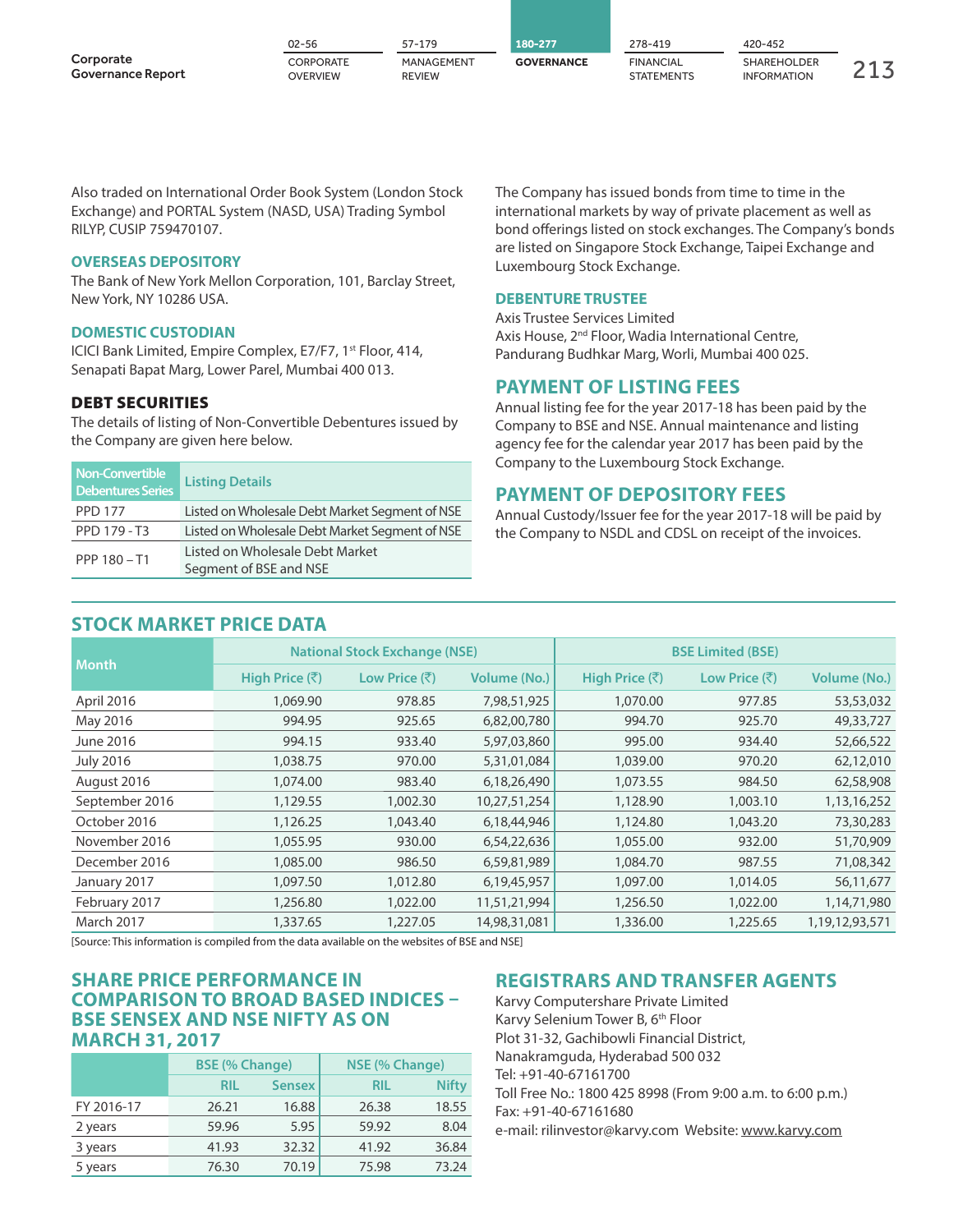Also traded on International Order Book System (London Stock Exchange) and PORTAL System (NASD, USA) Trading Symbol RILYP, CUSIP 759470107.

### OVERSEAS DEPOSITORY

The Bank of New York Mellon Corporation, 101, Barclay Street, New York, NY 10286 USA.

### DOMESTIC CUSTODIAN

ICICI Bank Limited, Empire Complex, E7/F7, 1st Floor, 414, Senapati Bapat Marg, Lower Parel, Mumbai 400 013.

### DEBT SECURITIES

The details of listing of Non-Convertible Debentures issued by the Company are given here below.

| Non-Convertible Debentures Series | Listing Details |
|---|---|
| PPD 177 | Listed on Wholesale Debt Market Segment of NSE |
| PPD 179 - T3 | Listed on Wholesale Debt Market Segment of NSE |
| PPP 180 – T1 | Listed on Wholesale Debt Market Segment of BSE and NSE |

The Company has issued bonds from time to time in the international markets by way of private placement as well as bond offerings listed on stock exchanges. The Company's bonds are listed on Singapore Stock Exchange, Taipei Exchange and Luxembourg Stock Exchange.

### DEBENTURE TRUSTEE

Axis Trustee Services Limited
Axis House, 2nd Floor, Wadia International Centre,
Pandurang Budhkar Marg, Worli, Mumbai 400 025.

## PAYMENT OF LISTING FEES

Annual listing fee for the year 2017-18 has been paid by the Company to BSE and NSE. Annual maintenance and listing agency fee for the calendar year 2017 has been paid by the Company to the Luxembourg Stock Exchange.

## PAYMENT OF DEPOSITORY FEES

Annual Custody/Issuer fee for the year 2017-18 will be paid by the Company to NSDL and CDSL on receipt of the invoices.

## STOCK MARKET PRICE DATA

| Month | National Stock Exchange (NSE) | | | BSE Limited (BSE) | | |
|---|---|---|---|---|---|---|
| | High Price (₹) | Low Price (₹) | Volume (No.) | High Price (₹) | Low Price (₹) | Volume (No.) |
| April 2016 | 1,069.90 | 978.85 | 7,98,51,925 | 1,070.00 | 977.85 | 53,53,032 |
| May 2016 | 994.95 | 925.65 | 6,82,00,780 | 994.70 | 925.70 | 49,33,727 |
| June 2016 | 994.15 | 933.40 | 5,97,03,860 | 995.00 | 934.40 | 52,66,522 |
| July 2016 | 1,038.75 | 970.00 | 5,31,01,084 | 1,039.00 | 970.20 | 62,12,010 |
| August 2016 | 1,074.00 | 983.40 | 6,18,26,490 | 1,073.55 | 984.50 | 62,58,908 |
| September 2016 | 1,129.55 | 1,002.30 | 10,27,51,254 | 1,128.90 | 1,003.10 | 1,13,16,252 |
| October 2016 | 1,126.25 | 1,043.40 | 6,18,44,946 | 1,124.80 | 1,043.20 | 73,30,283 |
| November 2016 | 1,055.95 | 930.00 | 6,54,22,636 | 1,055.00 | 932.00 | 51,70,909 |
| December 2016 | 1,085.00 | 986.50 | 6,59,81,989 | 1,084.70 | 987.55 | 71,08,342 |
| January 2017 | 1,097.50 | 1,012.80 | 6,19,45,957 | 1,097.00 | 1,014.05 | 56,11,677 |
| February 2017 | 1,256.80 | 1,022.00 | 11,51,21,994 | 1,256.50 | 1,022.00 | 1,14,71,980 |
| March 2017 | 1,337.65 | 1,227.05 | 14,98,31,081 | 1,336.00 | 1,225.65 | 1,19,12,93,571 |

[Source: This information is compiled from the data available on the websites of BSE and NSE]

## SHARE PRICE PERFORMANCE IN COMPARISON TO BROAD BASED INDICES – BSE SENSEX AND NSE NIFTY AS ON MARCH 31, 2017

| | BSE (% Change) | | NSE (% Change) | |
|---|---|---|---|---|
| | RIL | Sensex | RIL | Nifty |
| FY 2016-17 | 26.21 | 16.88 | 26.38 | 18.55 |
| 2 years | 59.96 | 5.95 | 59.92 | 8.04 |
| 3 years | 41.93 | 32.32 | 41.92 | 36.84 |
| 5 years | 76.30 | 70.19 | 75.98 | 73.24 |

## REGISTRARS AND TRANSFER AGENTS

Karvy Computershare Private Limited
Karvy Selenium Tower B, 6th Floor
Plot 31-32, Gachibowli Financial District,
Nanakramguda, Hyderabad 500 032
Tel: +91-40-67161700
Toll Free No.: 1800 425 8998 (From 9:00 a.m. to 6:00 p.m.)
Fax: +91-40-67161680
e-mail: rilinvestor@karvy.com Website: www.karvy.com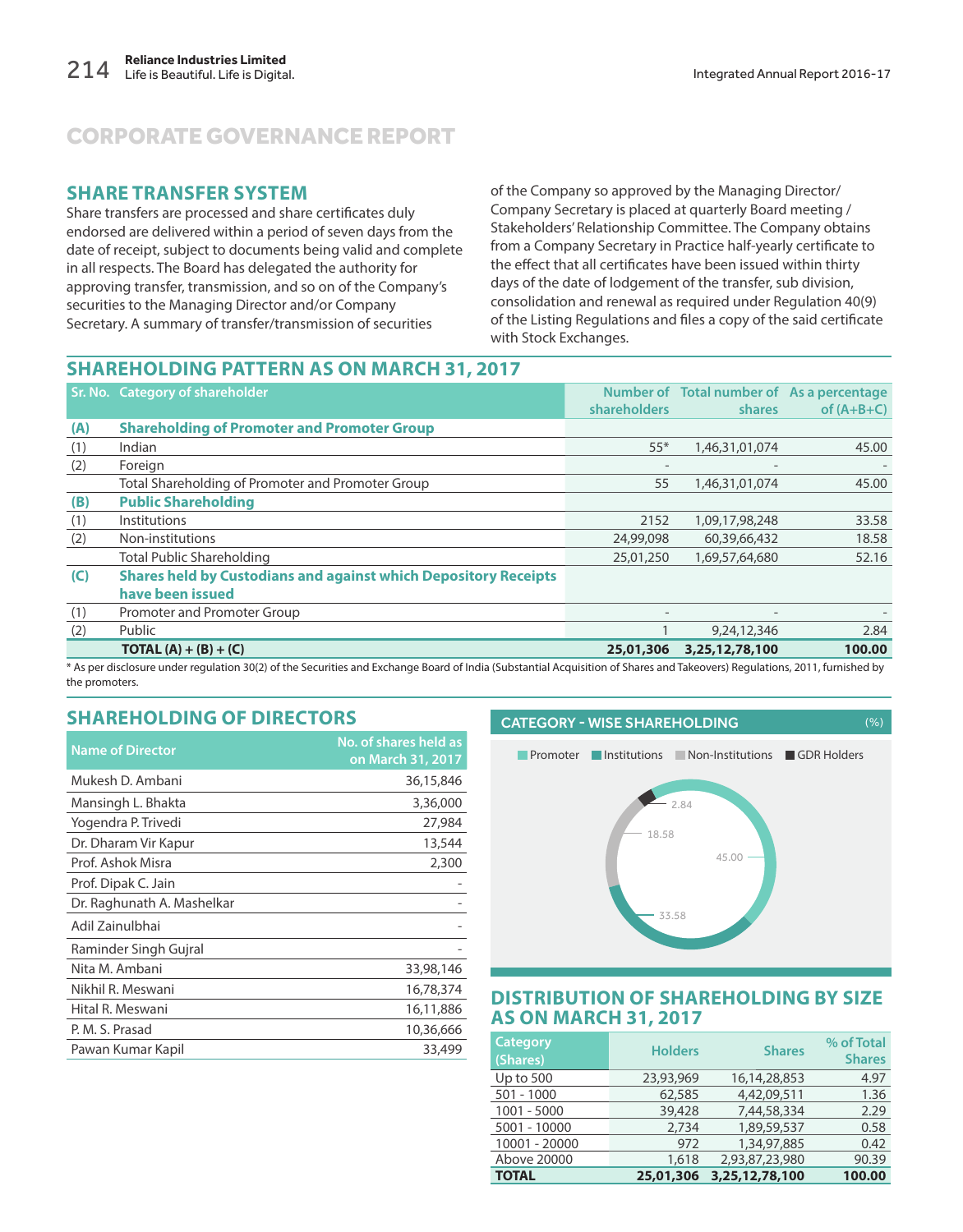# CORPORATE GOVERNANCE REPORT

## SHARE TRANSFER SYSTEM

Share transfers are processed and share certificates duly endorsed are delivered within a period of seven days from the date of receipt, subject to documents being valid and complete in all respects. The Board has delegated the authority for approving transfer, transmission, and so on of the Company's securities to the Managing Director and/or Company Secretary. A summary of transfer/transmission of securities of the Company so approved by the Managing Director/ Company Secretary is placed at quarterly Board meeting / Stakeholders' Relationship Committee. The Company obtains from a Company Secretary in Practice half-yearly certificate to the effect that all certificates have been issued within thirty days of the date of lodgement of the transfer, sub division, consolidation and renewal as required under Regulation 40(9) of the Listing Regulations and files a copy of the said certificate with Stock Exchanges.

## SHAREHOLDING PATTERN AS ON MARCH 31, 2017

| Sr. No. | Category of shareholder | Number of shareholders | Total number of shares | As a percentage of (A+B+C) |
|---|---|---|---|---|
| **(A)** | **Shareholding of Promoter and Promoter Group** | | | |
| (1) | Indian | 55* | 1,46,31,01,074 | 45.00 |
| (2) | Foreign | - | - | - |
| | Total Shareholding of Promoter and Promoter Group | 55 | 1,46,31,01,074 | 45.00 |
| **(B)** | **Public Shareholding** | | | |
| (1) | Institutions | 2152 | 1,09,17,98,248 | 33.58 |
| (2) | Non-institutions | 24,99,098 | 60,39,66,432 | 18.58 |
| | Total Public Shareholding | 25,01,250 | 1,69,57,64,680 | 52.16 |
| **(C)** | **Shares held by Custodians and against which Depository Receipts have been issued** | | | |
| (1) | Promoter and Promoter Group | - | - | - |
| (2) | Public | 1 | 9,24,12,346 | 2.84 |
| | **TOTAL (A) + (B) + (C)** | **25,01,306** | **3,25,12,78,100** | **100.00** |

\* As per disclosure under regulation 30(2) of the Securities and Exchange Board of India (Substantial Acquisition of Shares and Takeovers) Regulations, 2011, furnished by the promoters.

## SHAREHOLDING OF DIRECTORS

| Name of Director | No. of shares held as on March 31, 2017 |
|---|---|
| Mukesh D. Ambani | 36,15,846 |
| Mansingh L. Bhakta | 3,36,000 |
| Yogendra P. Trivedi | 27,984 |
| Dr. Dharam Vir Kapur | 13,544 |
| Prof. Ashok Misra | 2,300 |
| Prof. Dipak C. Jain | - |
| Dr. Raghunath A. Mashelkar | - |
| Adil Zainulbhai | - |
| Raminder Singh Gujral | - |
| Nita M. Ambani | 33,98,146 |
| Nikhil R. Meswani | 16,78,374 |
| Hital R. Meswani | 16,11,886 |
| P. M. S. Prasad | 10,36,666 |
| Pawan Kumar Kapil | 33,499 |

## CATEGORY - WISE SHAREHOLDING (%)

Promoter 45.00; Institutions 33.58; Non-Institutions 18.58; GDR Holders 2.84

## DISTRIBUTION OF SHAREHOLDING BY SIZE AS ON MARCH 31, 2017

| Category (Shares) | Holders | Shares | % of Total Shares |
|---|---|---|---|
| Up to 500 | 23,93,969 | 16,14,28,853 | 4.97 |
| 501 - 1000 | 62,585 | 4,42,09,511 | 1.36 |
| 1001 - 5000 | 39,428 | 7,44,58,334 | 2.29 |
| 5001 - 10000 | 2,734 | 1,89,59,537 | 0.58 |
| 10001 - 20000 | 972 | 1,34,97,885 | 0.42 |
| Above 20000 | 1,618 | 2,93,87,23,980 | 90.39 |
| **TOTAL** | **25,01,306** | **3,25,12,78,100** | **100.00** |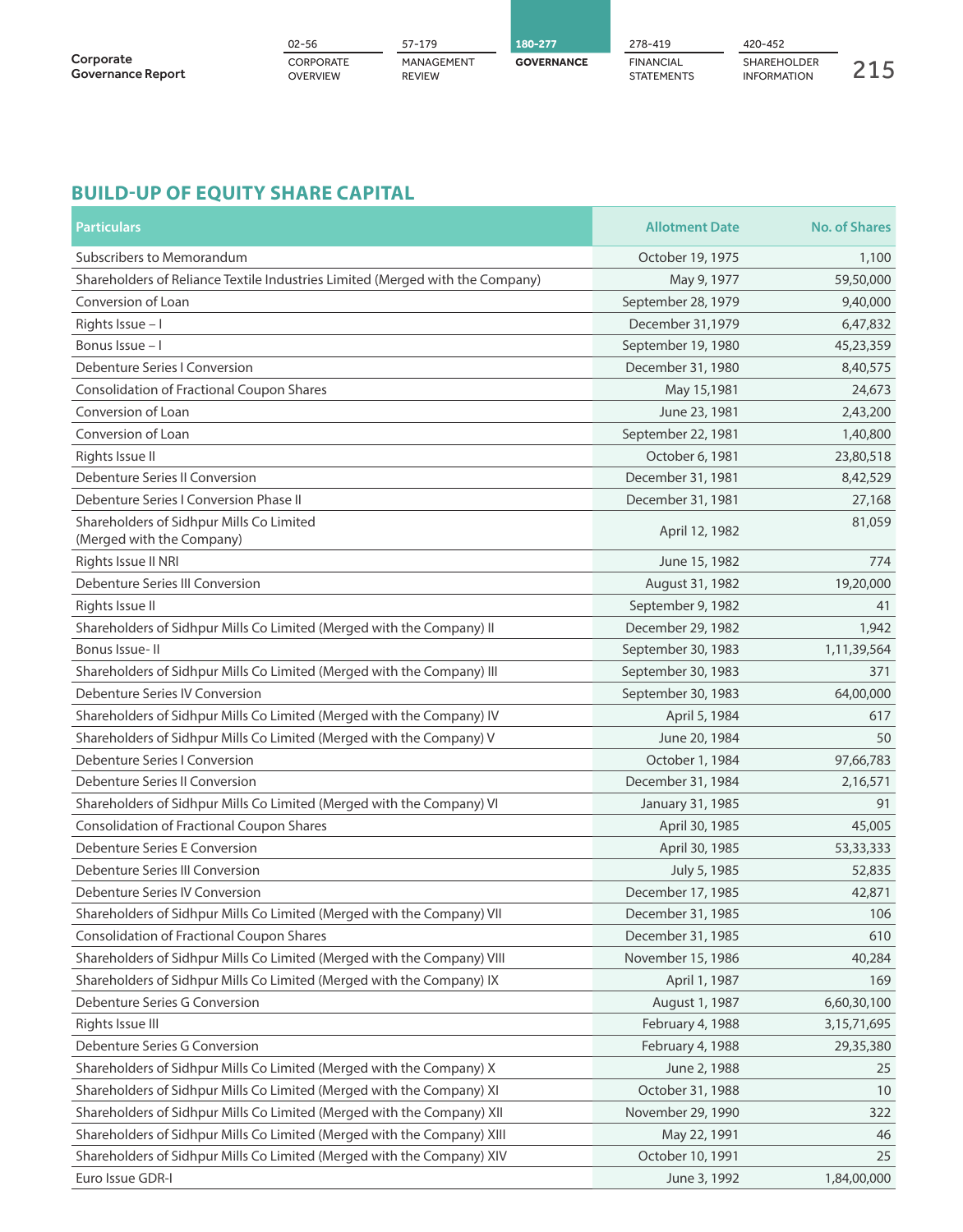## BUILD-UP OF EQUITY SHARE CAPITAL

| Particulars | Allotment Date | No. of Shares |
|---|---|---|
| Subscribers to Memorandum | October 19, 1975 | 1,100 |
| Shareholders of Reliance Textile Industries Limited (Merged with the Company) | May 9, 1977 | 59,50,000 |
| Conversion of Loan | September 28, 1979 | 9,40,000 |
| Rights Issue – I | December 31,1979 | 6,47,832 |
| Bonus Issue – I | September 19, 1980 | 45,23,359 |
| Debenture Series I Conversion | December 31, 1980 | 8,40,575 |
| Consolidation of Fractional Coupon Shares | May 15,1981 | 24,673 |
| Conversion of Loan | June 23, 1981 | 2,43,200 |
| Conversion of Loan | September 22, 1981 | 1,40,800 |
| Rights Issue II | October 6, 1981 | 23,80,518 |
| Debenture Series II Conversion | December 31, 1981 | 8,42,529 |
| Debenture Series I Conversion Phase II | December 31, 1981 | 27,168 |
| Shareholders of Sidhpur Mills Co Limited (Merged with the Company) | April 12, 1982 | 81,059 |
| Rights Issue II NRI | June 15, 1982 | 774 |
| Debenture Series III Conversion | August 31, 1982 | 19,20,000 |
| Rights Issue II | September 9, 1982 | 41 |
| Shareholders of Sidhpur Mills Co Limited (Merged with the Company) II | December 29, 1982 | 1,942 |
| Bonus Issue- II | September 30, 1983 | 1,11,39,564 |
| Shareholders of Sidhpur Mills Co Limited (Merged with the Company) III | September 30, 1983 | 371 |
| Debenture Series IV Conversion | September 30, 1983 | 64,00,000 |
| Shareholders of Sidhpur Mills Co Limited (Merged with the Company) IV | April 5, 1984 | 617 |
| Shareholders of Sidhpur Mills Co Limited (Merged with the Company) V | June 20, 1984 | 50 |
| Debenture Series I Conversion | October 1, 1984 | 97,66,783 |
| Debenture Series II Conversion | December 31, 1984 | 2,16,571 |
| Shareholders of Sidhpur Mills Co Limited (Merged with the Company) VI | January 31, 1985 | 91 |
| Consolidation of Fractional Coupon Shares | April 30, 1985 | 45,005 |
| Debenture Series E Conversion | April 30, 1985 | 53,33,333 |
| Debenture Series III Conversion | July 5, 1985 | 52,835 |
| Debenture Series IV Conversion | December 17, 1985 | 42,871 |
| Shareholders of Sidhpur Mills Co Limited (Merged with the Company) VII | December 31, 1985 | 106 |
| Consolidation of Fractional Coupon Shares | December 31, 1985 | 610 |
| Shareholders of Sidhpur Mills Co Limited (Merged with the Company) VIII | November 15, 1986 | 40,284 |
| Shareholders of Sidhpur Mills Co Limited (Merged with the Company) IX | April 1, 1987 | 169 |
| Debenture Series G Conversion | August 1, 1987 | 6,60,30,100 |
| Rights Issue III | February 4, 1988 | 3,15,71,695 |
| Debenture Series G Conversion | February 4, 1988 | 29,35,380 |
| Shareholders of Sidhpur Mills Co Limited (Merged with the Company) X | June 2, 1988 | 25 |
| Shareholders of Sidhpur Mills Co Limited (Merged with the Company) XI | October 31, 1988 | 10 |
| Shareholders of Sidhpur Mills Co Limited (Merged with the Company) XII | November 29, 1990 | 322 |
| Shareholders of Sidhpur Mills Co Limited (Merged with the Company) XIII | May 22, 1991 | 46 |
| Shareholders of Sidhpur Mills Co Limited (Merged with the Company) XIV | October 10, 1991 | 25 |
| Euro Issue GDR-I | June 3, 1992 | 1,84,00,000 |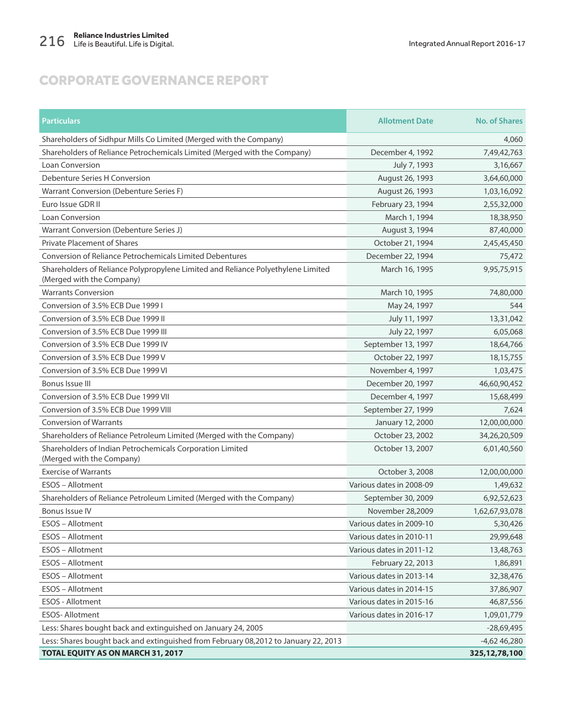## CORPORATE GOVERNANCE REPORT

| Particulars | Allotment Date | No. of Shares |
|---|---|---|
| Shareholders of Sidhpur Mills Co Limited (Merged with the Company) | | 4,060 |
| Shareholders of Reliance Petrochemicals Limited (Merged with the Company) | December 4, 1992 | 7,49,42,763 |
| Loan Conversion | July 7, 1993 | 3,16,667 |
| Debenture Series H Conversion | August 26, 1993 | 3,64,60,000 |
| Warrant Conversion (Debenture Series F) | August 26, 1993 | 1,03,16,092 |
| Euro Issue GDR II | February 23, 1994 | 2,55,32,000 |
| Loan Conversion | March 1, 1994 | 18,38,950 |
| Warrant Conversion (Debenture Series J) | August 3, 1994 | 87,40,000 |
| Private Placement of Shares | October 21, 1994 | 2,45,45,450 |
| Conversion of Reliance Petrochemicals Limited Debentures | December 22, 1994 | 75,472 |
| Shareholders of Reliance Polypropylene Limited and Reliance Polyethylene Limited (Merged with the Company) | March 16, 1995 | 9,95,75,915 |
| Warrants Conversion | March 10, 1995 | 74,80,000 |
| Conversion of 3.5% ECB Due 1999 I | May 24, 1997 | 544 |
| Conversion of 3.5% ECB Due 1999 II | July 11, 1997 | 13,31,042 |
| Conversion of 3.5% ECB Due 1999 III | July 22, 1997 | 6,05,068 |
| Conversion of 3.5% ECB Due 1999 IV | September 13, 1997 | 18,64,766 |
| Conversion of 3.5% ECB Due 1999 V | October 22, 1997 | 18,15,755 |
| Conversion of 3.5% ECB Due 1999 VI | November 4, 1997 | 1,03,475 |
| Bonus Issue III | December 20, 1997 | 46,60,90,452 |
| Conversion of 3.5% ECB Due 1999 VII | December 4, 1997 | 15,68,499 |
| Conversion of 3.5% ECB Due 1999 VIII | September 27, 1999 | 7,624 |
| Conversion of Warrants | January 12, 2000 | 12,00,00,000 |
| Shareholders of Reliance Petroleum Limited (Merged with the Company) | October 23, 2002 | 34,26,20,509 |
| Shareholders of Indian Petrochemicals Corporation Limited (Merged with the Company) | October 13, 2007 | 6,01,40,560 |
| Exercise of Warrants | October 3, 2008 | 12,00,00,000 |
| ESOS – Allotment | Various dates in 2008-09 | 1,49,632 |
| Shareholders of Reliance Petroleum Limited (Merged with the Company) | September 30, 2009 | 6,92,52,623 |
| Bonus Issue IV | November 28,2009 | 1,62,67,93,078 |
| ESOS – Allotment | Various dates in 2009-10 | 5,30,426 |
| ESOS – Allotment | Various dates in 2010-11 | 29,99,648 |
| ESOS – Allotment | Various dates in 2011-12 | 13,48,763 |
| ESOS – Allotment | February 22, 2013 | 1,86,891 |
| ESOS – Allotment | Various dates in 2013-14 | 32,38,476 |
| ESOS – Allotment | Various dates in 2014-15 | 37,86,907 |
| ESOS - Allotment | Various dates in 2015-16 | 46,87,556 |
| ESOS- Allotment | Various dates in 2016-17 | 1,09,01,779 |
| Less: Shares bought back and extinguished on January 24, 2005 | | -28,69,495 |
| Less: Shares bought back and extinguished from February 08,2012 to January 22, 2013 | | -4,62 46,280 |
| **TOTAL EQUITY AS ON MARCH 31, 2017** | | **325,12,78,100** |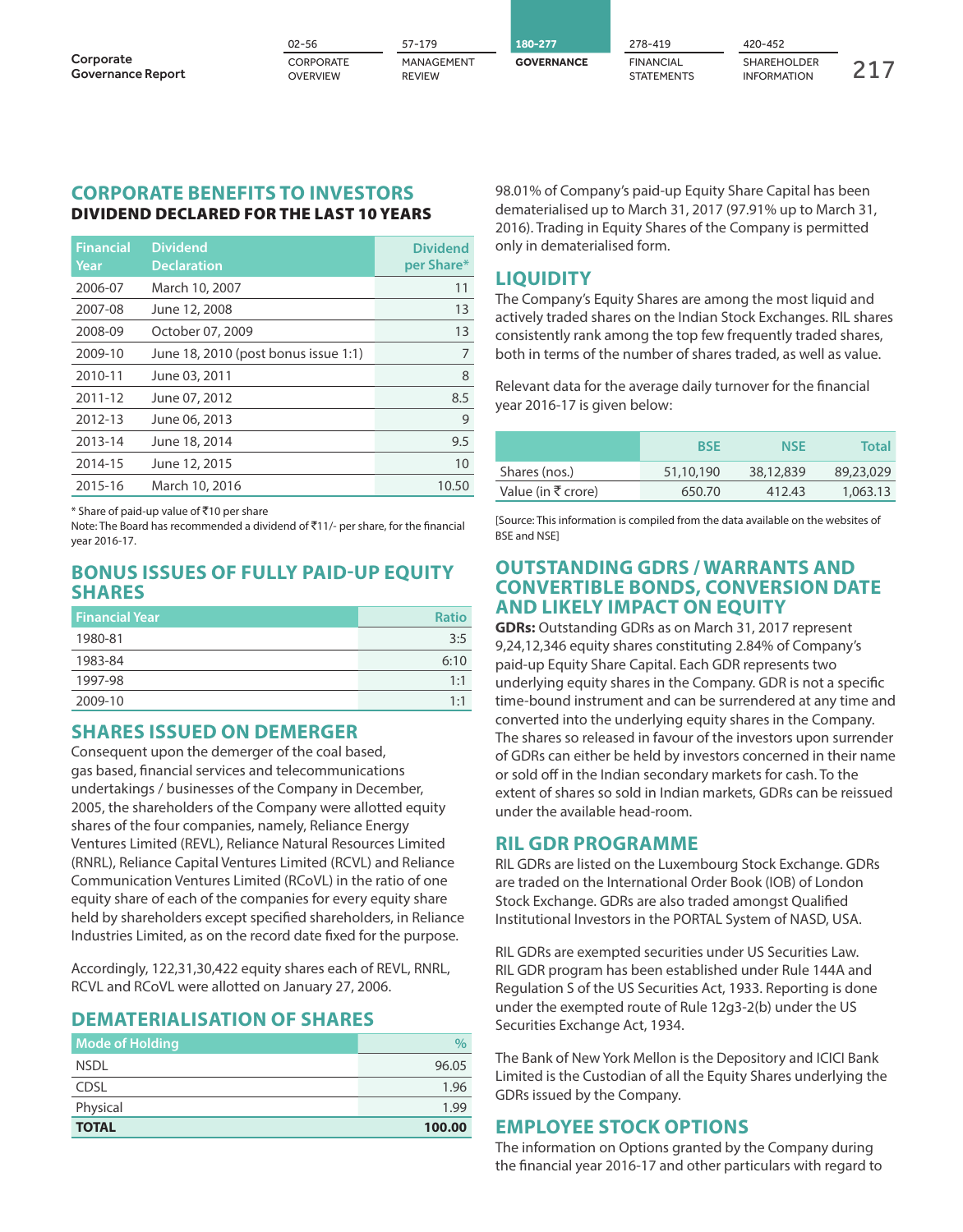## CORPORATE BENEFITS TO INVESTORS

### DIVIDEND DECLARED FOR THE LAST 10 YEARS

| Financial Year | Dividend Declaration | Dividend per Share* |
|---|---|---|
| 2006-07 | March 10, 2007 | 11 |
| 2007-08 | June 12, 2008 | 13 |
| 2008-09 | October 07, 2009 | 13 |
| 2009-10 | June 18, 2010 (post bonus issue 1:1) | 7 |
| 2010-11 | June 03, 2011 | 8 |
| 2011-12 | June 07, 2012 | 8.5 |
| 2012-13 | June 06, 2013 | 9 |
| 2013-14 | June 18, 2014 | 9.5 |
| 2014-15 | June 12, 2015 | 10 |
| 2015-16 | March 10, 2016 | 10.50 |

* Share of paid-up value of ₹10 per share

Note: The Board has recommended a dividend of ₹11/- per share, for the financial year 2016-17.

## BONUS ISSUES OF FULLY PAID-UP EQUITY SHARES

| Financial Year | Ratio |
|---|---|
| 1980-81 | 3:5 |
| 1983-84 | 6:10 |
| 1997-98 | 1:1 |
| 2009-10 | 1:1 |

## SHARES ISSUED ON DEMERGER

Consequent upon the demerger of the coal based, gas based, financial services and telecommunications undertakings / businesses of the Company in December, 2005, the shareholders of the Company were allotted equity shares of the four companies, namely, Reliance Energy Ventures Limited (REVL), Reliance Natural Resources Limited (RNRL), Reliance Capital Ventures Limited (RCVL) and Reliance Communication Ventures Limited (RCoVL) in the ratio of one equity share of each of the companies for every equity share held by shareholders except specified shareholders, in Reliance Industries Limited, as on the record date fixed for the purpose.

Accordingly, 122,31,30,422 equity shares each of REVL, RNRL, RCVL and RCoVL were allotted on January 27, 2006.

## DEMATERIALISATION OF SHARES

| Mode of Holding | % |
|---|---|
| NSDL | 96.05 |
| CDSL | 1.96 |
| Physical | 1.99 |
| **TOTAL** | **100.00** |

98.01% of Company's paid-up Equity Share Capital has been dematerialised up to March 31, 2017 (97.91% up to March 31, 2016). Trading in Equity Shares of the Company is permitted only in dematerialised form.

## LIQUIDITY

The Company's Equity Shares are among the most liquid and actively traded shares on the Indian Stock Exchanges. RIL shares consistently rank among the top few frequently traded shares, both in terms of the number of shares traded, as well as value.

Relevant data for the average daily turnover for the financial year 2016-17 is given below:

| | BSE | NSE | Total |
|---|---|---|---|
| Shares (nos.) | 51,10,190 | 38,12,839 | 89,23,029 |
| Value (in ₹ crore) | 650.70 | 412.43 | 1,063.13 |

[Source: This information is compiled from the data available on the websites of BSE and NSE]

## OUTSTANDING GDRS / WARRANTS AND CONVERTIBLE BONDS, CONVERSION DATE AND LIKELY IMPACT ON EQUITY

**GDRs:** Outstanding GDRs as on March 31, 2017 represent 9,24,12,346 equity shares constituting 2.84% of Company's paid-up Equity Share Capital. Each GDR represents two underlying equity shares in the Company. GDR is not a specific time-bound instrument and can be surrendered at any time and converted into the underlying equity shares in the Company. The shares so released in favour of the investors upon surrender of GDRs can either be held by investors concerned in their name or sold off in the Indian secondary markets for cash. To the extent of shares so sold in Indian markets, GDRs can be reissued under the available head-room.

## RIL GDR PROGRAMME

RIL GDRs are listed on the Luxembourg Stock Exchange. GDRs are traded on the International Order Book (IOB) of London Stock Exchange. GDRs are also traded amongst Qualified Institutional Investors in the PORTAL System of NASD, USA.

RIL GDRs are exempted securities under US Securities Law. RIL GDR program has been established under Rule 144A and Regulation S of the US Securities Act, 1933. Reporting is done under the exempted route of Rule 12g3-2(b) under the US Securities Exchange Act, 1934.

The Bank of New York Mellon is the Depository and ICICI Bank Limited is the Custodian of all the Equity Shares underlying the GDRs issued by the Company.

## EMPLOYEE STOCK OPTIONS

The information on Options granted by the Company during the financial year 2016-17 and other particulars with regard to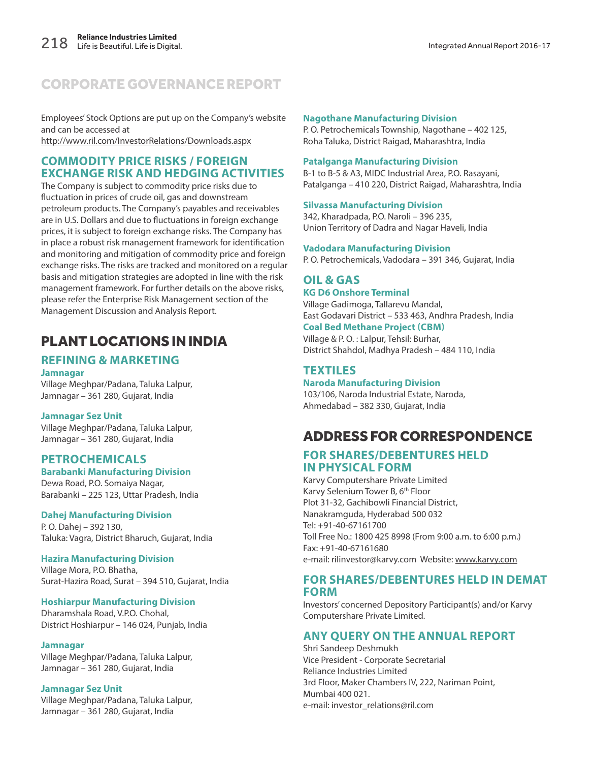# CORPORATE GOVERNANCE REPORT

Employees' Stock Options are put up on the Company's website and can be accessed at http://www.ril.com/InvestorRelations/Downloads.aspx

### COMMODITY PRICE RISKS / FOREIGN EXCHANGE RISK AND HEDGING ACTIVITIES

The Company is subject to commodity price risks due to fluctuation in prices of crude oil, gas and downstream petroleum products. The Company's payables and receivables are in U.S. Dollars and due to fluctuations in foreign exchange prices, it is subject to foreign exchange risks. The Company has in place a robust risk management framework for identification and monitoring and mitigation of commodity price and foreign exchange risks. The risks are tracked and monitored on a regular basis and mitigation strategies are adopted in line with the risk management framework. For further details on the above risks, please refer the Enterprise Risk Management section of the Management Discussion and Analysis Report.

## PLANT LOCATIONS IN INDIA

### REFINING & MARKETING

**Jamnagar**
Village Meghpar/Padana, Taluka Lalpur,
Jamnagar – 361 280, Gujarat, India

**Jamnagar Sez Unit**
Village Meghpar/Padana, Taluka Lalpur,
Jamnagar – 361 280, Gujarat, India

### PETROCHEMICALS

**Barabanki Manufacturing Division**
Dewa Road, P.O. Somaiya Nagar,
Barabanki – 225 123, Uttar Pradesh, India

**Dahej Manufacturing Division**
P. O. Dahej – 392 130,
Taluka: Vagra, District Bharuch, Gujarat, India

**Hazira Manufacturing Division**
Village Mora, P.O. Bhatha,
Surat-Hazira Road, Surat – 394 510, Gujarat, India

**Hoshiarpur Manufacturing Division**
Dharamshala Road, V.P.O. Chohal,
District Hoshiarpur – 146 024, Punjab, India

**Jamnagar**
Village Meghpar/Padana, Taluka Lalpur,
Jamnagar – 361 280, Gujarat, India

**Jamnagar Sez Unit**
Village Meghpar/Padana, Taluka Lalpur,
Jamnagar – 361 280, Gujarat, India

**Nagothane Manufacturing Division**
P. O. Petrochemicals Township, Nagothane – 402 125,
Roha Taluka, District Raigad, Maharashtra, India

**Patalganga Manufacturing Division**
B-1 to B-5 & A3, MIDC Industrial Area, P.O. Rasayani,
Patalganga – 410 220, District Raigad, Maharashtra, India

**Silvassa Manufacturing Division**
342, Kharadpada, P.O. Naroli – 396 235,
Union Territory of Dadra and Nagar Haveli, India

**Vadodara Manufacturing Division**
P. O. Petrochemicals, Vadodara – 391 346, Gujarat, India

### OIL & GAS

**KG D6 Onshore Terminal**
Village Gadimoga, Tallarevu Mandal,
East Godavari District – 533 463, Andhra Pradesh, India

**Coal Bed Methane Project (CBM)**
Village & P. O. : Lalpur, Tehsil: Burhar,
District Shahdol, Madhya Pradesh – 484 110, India

### TEXTILES

**Naroda Manufacturing Division**
103/106, Naroda Industrial Estate, Naroda,
Ahmedabad – 382 330, Gujarat, India

## ADDRESS FOR CORRESPONDENCE

### FOR SHARES/DEBENTURES HELD IN PHYSICAL FORM

Karvy Computershare Private Limited
Karvy Selenium Tower B, 6th Floor
Plot 31-32, Gachibowli Financial District,
Nanakramguda, Hyderabad 500 032
Tel: +91-40-67161700
Toll Free No.: 1800 425 8998 (From 9:00 a.m. to 6:00 p.m.)
Fax: +91-40-67161680
e-mail: rilinvestor@karvy.com Website: www.karvy.com

### FOR SHARES/DEBENTURES HELD IN DEMAT FORM

Investors' concerned Depository Participant(s) and/or Karvy Computershare Private Limited.

### ANY QUERY ON THE ANNUAL REPORT

Shri Sandeep Deshmukh
Vice President - Corporate Secretarial
Reliance Industries Limited
3rd Floor, Maker Chambers IV, 222, Nariman Point,
Mumbai 400 021.
e-mail: investor_relations@ril.com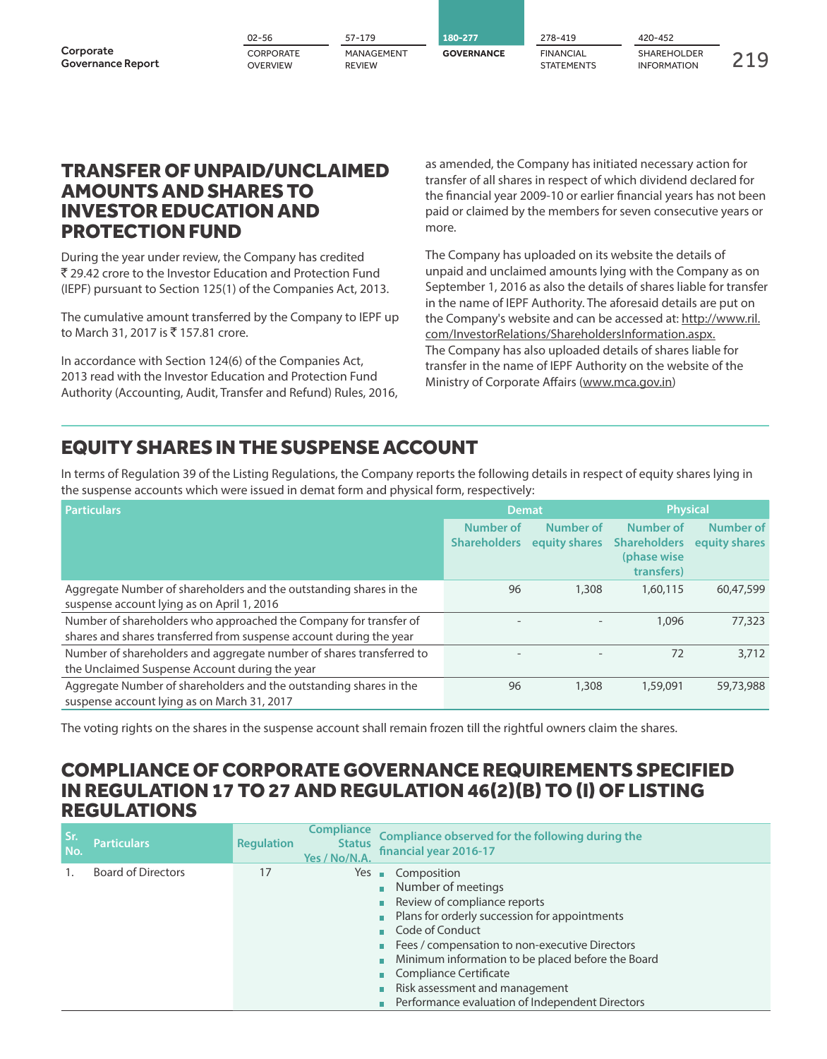## TRANSFER OF UNPAID/UNCLAIMED AMOUNTS AND SHARES TO INVESTOR EDUCATION AND PROTECTION FUND

During the year under review, the Company has credited ₹ 29.42 crore to the Investor Education and Protection Fund (IEPF) pursuant to Section 125(1) of the Companies Act, 2013.

The cumulative amount transferred by the Company to IEPF up to March 31, 2017 is ₹ 157.81 crore.

In accordance with Section 124(6) of the Companies Act, 2013 read with the Investor Education and Protection Fund Authority (Accounting, Audit, Transfer and Refund) Rules, 2016, as amended, the Company has initiated necessary action for transfer of all shares in respect of which dividend declared for the financial year 2009-10 or earlier financial years has not been paid or claimed by the members for seven consecutive years or more.

The Company has uploaded on its website the details of unpaid and unclaimed amounts lying with the Company as on September 1, 2016 as also the details of shares liable for transfer in the name of IEPF Authority. The aforesaid details are put on the Company's website and can be accessed at: http://www.ril.com/InvestorRelations/ShareholdersInformation.aspx. The Company has also uploaded details of shares liable for transfer in the name of IEPF Authority on the website of the Ministry of Corporate Affairs (www.mca.gov.in)

## EQUITY SHARES IN THE SUSPENSE ACCOUNT

In terms of Regulation 39 of the Listing Regulations, the Company reports the following details in respect of equity shares lying in the suspense accounts which were issued in demat form and physical form, respectively:

| Particulars | Demat | | Physical | |
|---|---|---|---|---|
| | Number of Shareholders | Number of equity shares | Number of Shareholders (phase wise transfers) | Number of equity shares |
| Aggregate Number of shareholders and the outstanding shares in the suspense account lying as on April 1, 2016 | 96 | 1,308 | 1,60,115 | 60,47,599 |
| Number of shareholders who approached the Company for transfer of shares and shares transferred from suspense account during the year | - | - | 1,096 | 77,323 |
| Number of shareholders and aggregate number of shares transferred to the Unclaimed Suspense Account during the year | - | - | 72 | 3,712 |
| Aggregate Number of shareholders and the outstanding shares in the suspense account lying as on March 31, 2017 | 96 | 1,308 | 1,59,091 | 59,73,988 |

The voting rights on the shares in the suspense account shall remain frozen till the rightful owners claim the shares.

## COMPLIANCE OF CORPORATE GOVERNANCE REQUIREMENTS SPECIFIED IN REGULATION 17 TO 27 AND REGULATION 46(2)(B) TO (I) OF LISTING REGULATIONS

| Sr. No. | Particulars | Regulation | Compliance Status Yes / No/N.A. | Compliance observed for the following during the financial year 2016-17 |
|---|---|---|---|---|
| 1. | Board of Directors | 17 | Yes | ▪ Composition<br>▪ Number of meetings<br>▪ Review of compliance reports<br>▪ Plans for orderly succession for appointments<br>▪ Code of Conduct<br>▪ Fees / compensation to non-executive Directors<br>▪ Minimum information to be placed before the Board<br>▪ Compliance Certificate<br>▪ Risk assessment and management<br>▪ Performance evaluation of Independent Directors |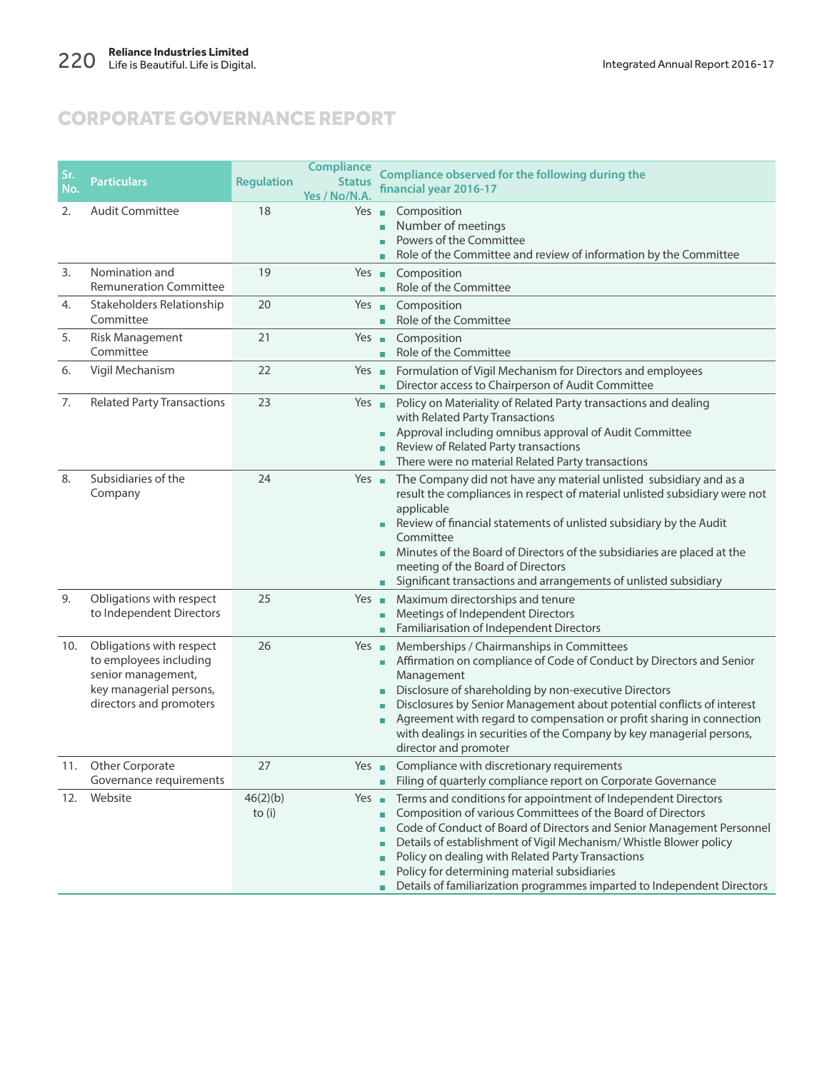# CORPORATE GOVERNANCE REPORT

| Sr. No. | Particulars | Regulation | Compliance Status Yes / No/N.A. | Compliance observed for the following during the financial year 2016-17 |
|---|---|---|---|---|
| 2. | Audit Committee | 18 | Yes | ▪ Composition<br>▪ Number of meetings<br>▪ Powers of the Committee<br>▪ Role of the Committee and review of information by the Committee |
| 3. | Nomination and Remuneration Committee | 19 | Yes | ▪ Composition<br>▪ Role of the Committee |
| 4. | Stakeholders Relationship Committee | 20 | Yes | ▪ Composition<br>▪ Role of the Committee |
| 5. | Risk Management Committee | 21 | Yes | ▪ Composition<br>▪ Role of the Committee |
| 6. | Vigil Mechanism | 22 | Yes | ▪ Formulation of Vigil Mechanism for Directors and employees<br>▪ Director access to Chairperson of Audit Committee |
| 7. | Related Party Transactions | 23 | Yes | ▪ Policy on Materiality of Related Party transactions and dealing with Related Party Transactions<br>▪ Approval including omnibus approval of Audit Committee<br>▪ Review of Related Party transactions<br>▪ There were no material Related Party transactions |
| 8. | Subsidiaries of the Company | 24 | Yes | ▪ The Company did not have any material unlisted subsidiary and as a result the compliances in respect of material unlisted subsidiary were not applicable<br>▪ Review of financial statements of unlisted subsidiary by the Audit Committee<br>▪ Minutes of the Board of Directors of the subsidiaries are placed at the meeting of the Board of Directors<br>▪ Significant transactions and arrangements of unlisted subsidiary |
| 9. | Obligations with respect to Independent Directors | 25 | Yes | ▪ Maximum directorships and tenure<br>▪ Meetings of Independent Directors<br>▪ Familiarisation of Independent Directors |
| 10. | Obligations with respect to employees including senior management, key managerial persons, directors and promoters | 26 | Yes | ▪ Memberships / Chairmanships in Committees<br>▪ Affirmation on compliance of Code of Conduct by Directors and Senior Management<br>▪ Disclosure of shareholding by non-executive Directors<br>▪ Disclosures by Senior Management about potential conflicts of interest<br>▪ Agreement with regard to compensation or profit sharing in connection with dealings in securities of the Company by key managerial persons, director and promoter |
| 11. | Other Corporate Governance requirements | 27 | Yes | ▪ Compliance with discretionary requirements<br>▪ Filing of quarterly compliance report on Corporate Governance |
| 12. | Website | 46(2)(b) to (i) | Yes | ▪ Terms and conditions for appointment of Independent Directors<br>▪ Composition of various Committees of the Board of Directors<br>▪ Code of Conduct of Board of Directors and Senior Management Personnel<br>▪ Details of establishment of Vigil Mechanism/ Whistle Blower policy<br>▪ Policy on dealing with Related Party Transactions<br>▪ Policy for determining material subsidiaries<br>▪ Details of familiarization programmes imparted to Independent Directors |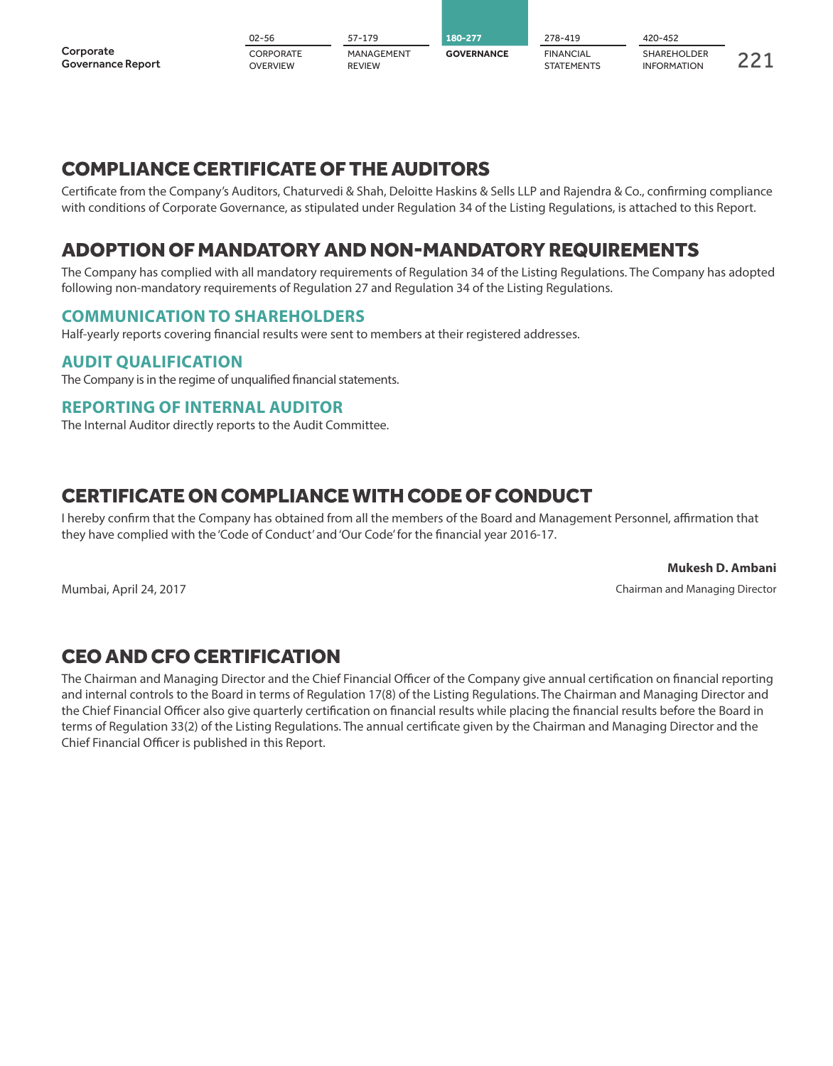## COMPLIANCE CERTIFICATE OF THE AUDITORS

Certificate from the Company's Auditors, Chaturvedi & Shah, Deloitte Haskins & Sells LLP and Rajendra & Co., confirming compliance with conditions of Corporate Governance, as stipulated under Regulation 34 of the Listing Regulations, is attached to this Report.

## ADOPTION OF MANDATORY AND NON-MANDATORY REQUIREMENTS

The Company has complied with all mandatory requirements of Regulation 34 of the Listing Regulations. The Company has adopted following non-mandatory requirements of Regulation 27 and Regulation 34 of the Listing Regulations.

### COMMUNICATION TO SHAREHOLDERS

Half-yearly reports covering financial results were sent to members at their registered addresses.

### AUDIT QUALIFICATION

The Company is in the regime of unqualified financial statements.

### REPORTING OF INTERNAL AUDITOR

The Internal Auditor directly reports to the Audit Committee.

## CERTIFICATE ON COMPLIANCE WITH CODE OF CONDUCT

I hereby confirm that the Company has obtained from all the members of the Board and Management Personnel, affirmation that they have complied with the 'Code of Conduct' and 'Our Code' for the financial year 2016-17.

**Mukesh D. Ambani**

Mumbai, April 24, 2017

Chairman and Managing Director

## CEO AND CFO CERTIFICATION

The Chairman and Managing Director and the Chief Financial Officer of the Company give annual certification on financial reporting and internal controls to the Board in terms of Regulation 17(8) of the Listing Regulations. The Chairman and Managing Director and the Chief Financial Officer also give quarterly certification on financial results while placing the financial results before the Board in terms of Regulation 33(2) of the Listing Regulations. The annual certificate given by the Chairman and Managing Director and the Chief Financial Officer is published in this Report.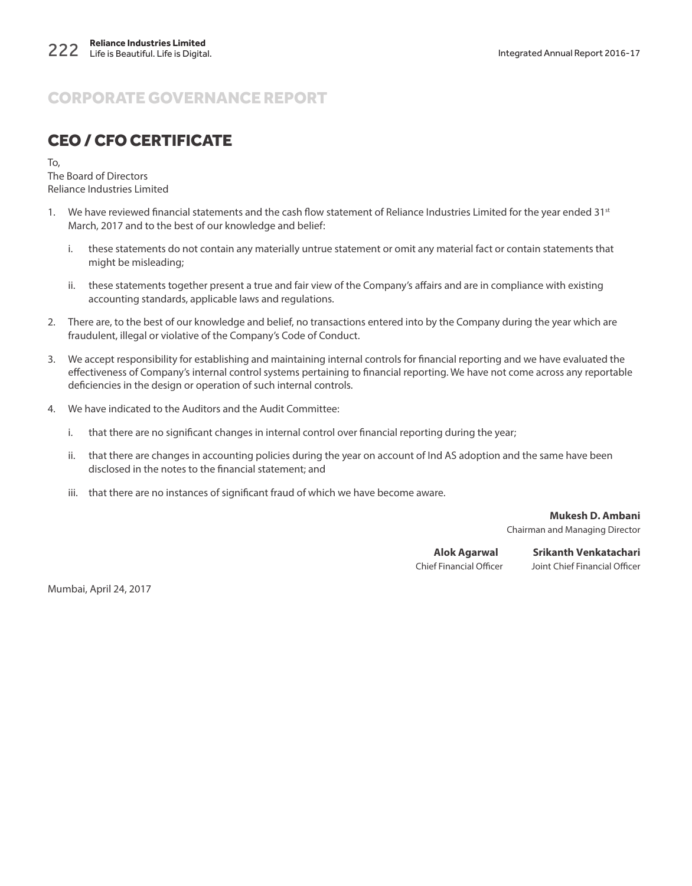# CORPORATE GOVERNANCE REPORT

## CEO / CFO CERTIFICATE

To,
The Board of Directors
Reliance Industries Limited

1. We have reviewed financial statements and the cash flow statement of Reliance Industries Limited for the year ended 31st March, 2017 and to the best of our knowledge and belief:

   i. these statements do not contain any materially untrue statement or omit any material fact or contain statements that might be misleading;

   ii. these statements together present a true and fair view of the Company's affairs and are in compliance with existing accounting standards, applicable laws and regulations.

2. There are, to the best of our knowledge and belief, no transactions entered into by the Company during the year which are fraudulent, illegal or violative of the Company's Code of Conduct.

3. We accept responsibility for establishing and maintaining internal controls for financial reporting and we have evaluated the effectiveness of Company's internal control systems pertaining to financial reporting. We have not come across any reportable deficiencies in the design or operation of such internal controls.

4. We have indicated to the Auditors and the Audit Committee:

   i. that there are no significant changes in internal control over financial reporting during the year;

   ii. that there are changes in accounting policies during the year on account of Ind AS adoption and the same have been disclosed in the notes to the financial statement; and

   iii. that there are no instances of significant fraud of which we have become aware.

**Mukesh D. Ambani**
Chairman and Managing Director

**Alok Agarwal**
Chief Financial Officer

**Srikanth Venkatachari**
Joint Chief Financial Officer

Mumbai, April 24, 2017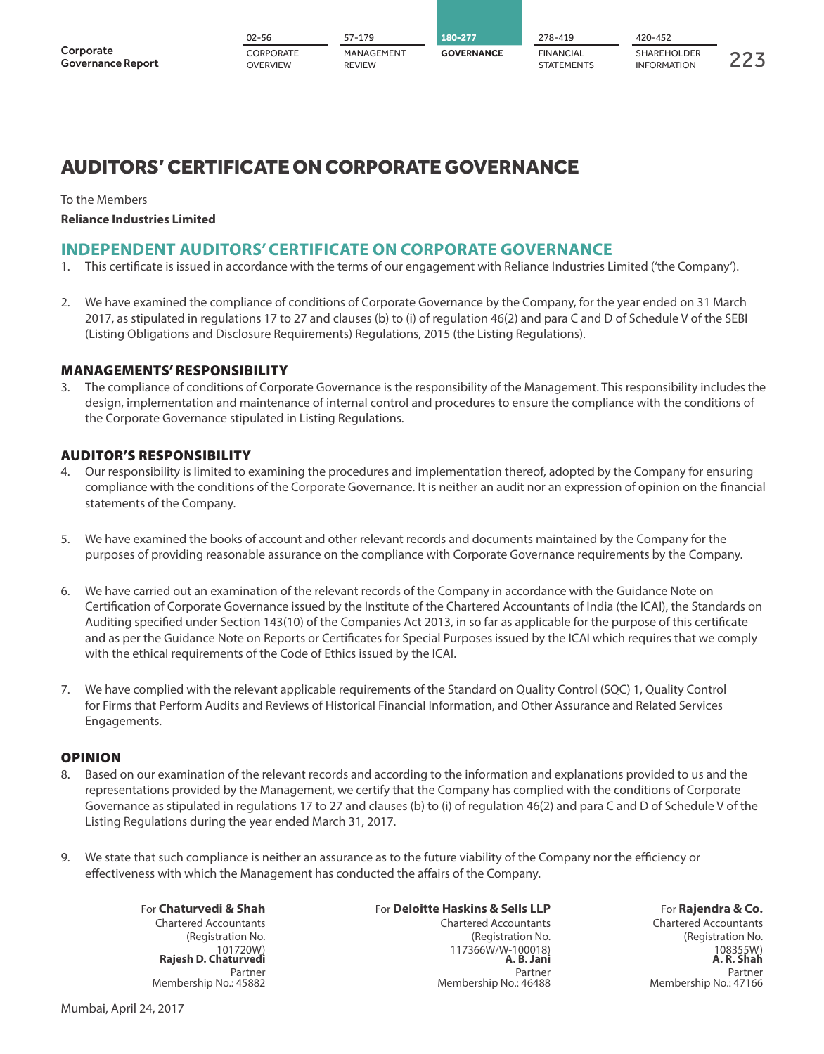# AUDITORS' CERTIFICATE ON CORPORATE GOVERNANCE

To the Members

**Reliance Industries Limited**

## INDEPENDENT AUDITORS' CERTIFICATE ON CORPORATE GOVERNANCE

1. This certificate is issued in accordance with the terms of our engagement with Reliance Industries Limited ('the Company').

2. We have examined the compliance of conditions of Corporate Governance by the Company, for the year ended on 31 March 2017, as stipulated in regulations 17 to 27 and clauses (b) to (i) of regulation 46(2) and para C and D of Schedule V of the SEBI (Listing Obligations and Disclosure Requirements) Regulations, 2015 (the Listing Regulations).

### MANAGEMENTS' RESPONSIBILITY

3. The compliance of conditions of Corporate Governance is the responsibility of the Management. This responsibility includes the design, implementation and maintenance of internal control and procedures to ensure the compliance with the conditions of the Corporate Governance stipulated in Listing Regulations.

### AUDITOR'S RESPONSIBILITY

4. Our responsibility is limited to examining the procedures and implementation thereof, adopted by the Company for ensuring compliance with the conditions of the Corporate Governance. It is neither an audit nor an expression of opinion on the financial statements of the Company.

5. We have examined the books of account and other relevant records and documents maintained by the Company for the purposes of providing reasonable assurance on the compliance with Corporate Governance requirements by the Company.

6. We have carried out an examination of the relevant records of the Company in accordance with the Guidance Note on Certification of Corporate Governance issued by the Institute of the Chartered Accountants of India (the ICAI), the Standards on Auditing specified under Section 143(10) of the Companies Act 2013, in so far as applicable for the purpose of this certificate and as per the Guidance Note on Reports or Certificates for Special Purposes issued by the ICAI which requires that we comply with the ethical requirements of the Code of Ethics issued by the ICAI.

7. We have complied with the relevant applicable requirements of the Standard on Quality Control (SQC) 1, Quality Control for Firms that Perform Audits and Reviews of Historical Financial Information, and Other Assurance and Related Services Engagements.

### OPINION

8. Based on our examination of the relevant records and according to the information and explanations provided to us and the representations provided by the Management, we certify that the Company has complied with the conditions of Corporate Governance as stipulated in regulations 17 to 27 and clauses (b) to (i) of regulation 46(2) and para C and D of Schedule V of the Listing Regulations during the year ended March 31, 2017.

9. We state that such compliance is neither an assurance as to the future viability of the Company nor the efficiency or effectiveness with which the Management has conducted the affairs of the Company.

For **Chaturvedi & Shah**
Chartered Accountants
(Registration No. 101720W)
**Rajesh D. Chaturvedi**
Partner
Membership No.: 45882

For **Deloitte Haskins & Sells LLP**
Chartered Accountants
(Registration No. 117366W/W-100018)
**A. B. Jani**
Partner
Membership No.: 46488

For **Rajendra & Co.**
Chartered Accountants
(Registration No. 108355W)
**A. R. Shah**
Partner
Membership No.: 47166

Mumbai, April 24, 2017